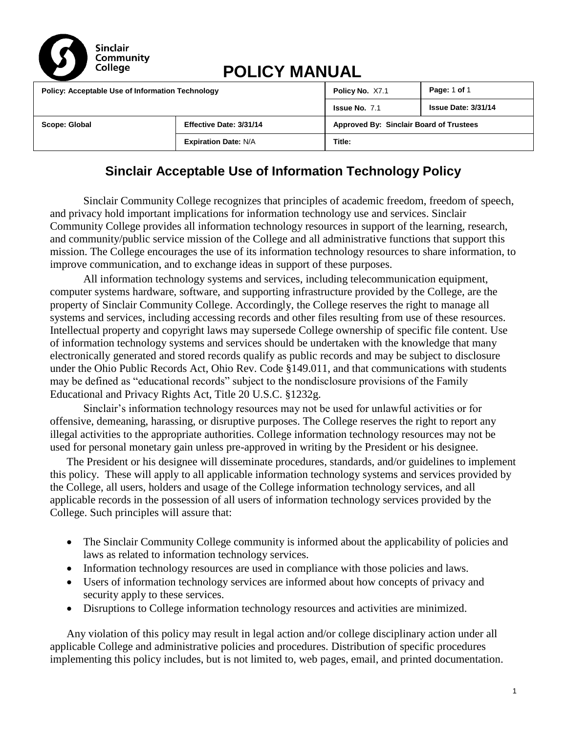Sinclair Community College

# POLICY MANUAL

| Policy: Acceptable Use of Information Technology | | Policy No. X7.1 | Page: 1 of 1 |
|---|---|---|---|
| | | Issue No. 7.1 | Issue Date: 3/31/14 |
| Scope: Global | Effective Date: 3/31/14 | Approved By: Sinclair Board of Trustees | |
| | Expiration Date: N/A | Title: | |

## Sinclair Acceptable Use of Information Technology Policy

Sinclair Community College recognizes that principles of academic freedom, freedom of speech, and privacy hold important implications for information technology use and services. Sinclair Community College provides all information technology resources in support of the learning, research, and community/public service mission of the College and all administrative functions that support this mission. The College encourages the use of its information technology resources to share information, to improve communication, and to exchange ideas in support of these purposes.

All information technology systems and services, including telecommunication equipment, computer systems hardware, software, and supporting infrastructure provided by the College, are the property of Sinclair Community College. Accordingly, the College reserves the right to manage all systems and services, including accessing records and other files resulting from use of these resources. Intellectual property and copyright laws may supersede College ownership of specific file content. Use of information technology systems and services should be undertaken with the knowledge that many electronically generated and stored records qualify as public records and may be subject to disclosure under the Ohio Public Records Act, Ohio Rev. Code §149.011, and that communications with students may be defined as "educational records" subject to the nondisclosure provisions of the Family Educational and Privacy Rights Act, Title 20 U.S.C. §1232g.

Sinclair's information technology resources may not be used for unlawful activities or for offensive, demeaning, harassing, or disruptive purposes. The College reserves the right to report any illegal activities to the appropriate authorities. College information technology resources may not be used for personal monetary gain unless pre-approved in writing by the President or his designee.

The President or his designee will disseminate procedures, standards, and/or guidelines to implement this policy. These will apply to all applicable information technology systems and services provided by the College, all users, holders and usage of the College information technology services, and all applicable records in the possession of all users of information technology services provided by the College. Such principles will assure that:

- The Sinclair Community College community is informed about the applicability of policies and laws as related to information technology services.
- Information technology resources are used in compliance with those policies and laws.
- Users of information technology services are informed about how concepts of privacy and security apply to these services.
- Disruptions to College information technology resources and activities are minimized.

Any violation of this policy may result in legal action and/or college disciplinary action under all applicable College and administrative policies and procedures. Distribution of specific procedures implementing this policy includes, but is not limited to, web pages, email, and printed documentation.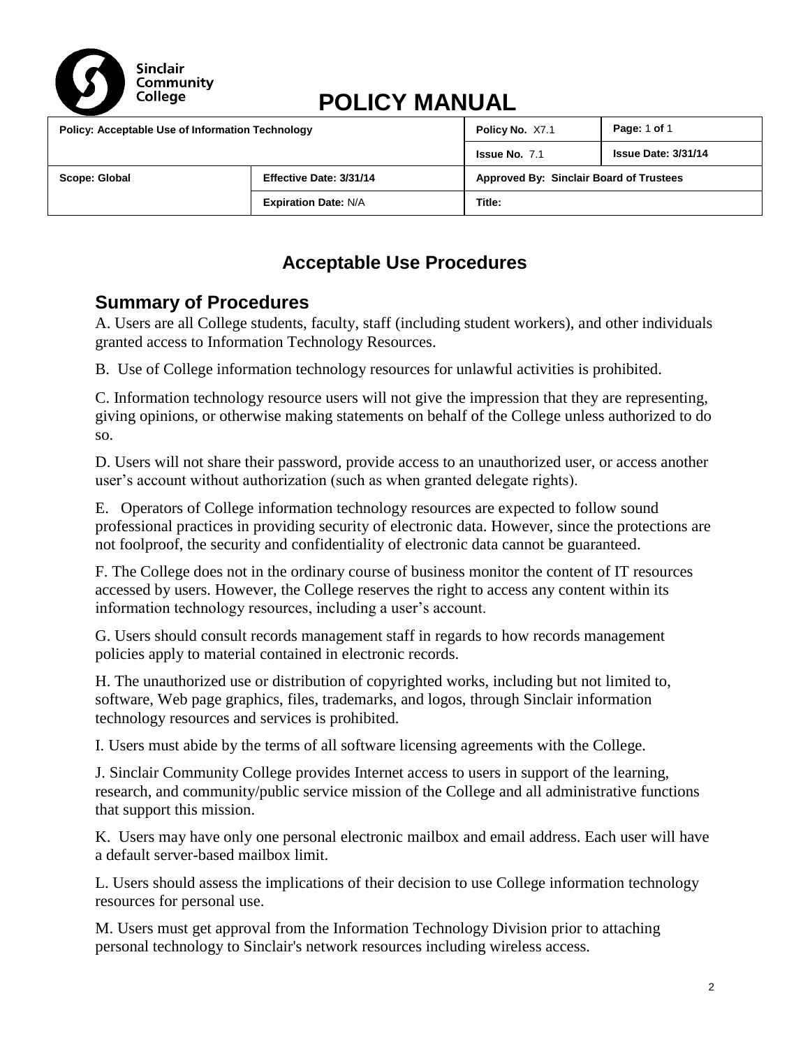# POLICY MANUAL

| Policy: Acceptable Use of Information Technology | | Policy No. X7.1 | Page: 1 of 1 |
|---|---|---|---|
| | | Issue No. 7.1 | Issue Date: 3/31/14 |
| Scope: Global | Effective Date: 3/31/14 | Approved By: Sinclair Board of Trustees | |
| | Expiration Date: N/A | Title: | |

## Acceptable Use Procedures

### Summary of Procedures

A. Users are all College students, faculty, staff (including student workers), and other individuals granted access to Information Technology Resources.

B. Use of College information technology resources for unlawful activities is prohibited.

C. Information technology resource users will not give the impression that they are representing, giving opinions, or otherwise making statements on behalf of the College unless authorized to do so.

D. Users will not share their password, provide access to an unauthorized user, or access another user's account without authorization (such as when granted delegate rights).

E. Operators of College information technology resources are expected to follow sound professional practices in providing security of electronic data. However, since the protections are not foolproof, the security and confidentiality of electronic data cannot be guaranteed.

F. The College does not in the ordinary course of business monitor the content of IT resources accessed by users. However, the College reserves the right to access any content within its information technology resources, including a user's account.

G. Users should consult records management staff in regards to how records management policies apply to material contained in electronic records.

H. The unauthorized use or distribution of copyrighted works, including but not limited to, software, Web page graphics, files, trademarks, and logos, through Sinclair information technology resources and services is prohibited.

I. Users must abide by the terms of all software licensing agreements with the College.

J. Sinclair Community College provides Internet access to users in support of the learning, research, and community/public service mission of the College and all administrative functions that support this mission.

K. Users may have only one personal electronic mailbox and email address. Each user will have a default server-based mailbox limit.

L. Users should assess the implications of their decision to use College information technology resources for personal use.

M. Users must get approval from the Information Technology Division prior to attaching personal technology to Sinclair's network resources including wireless access.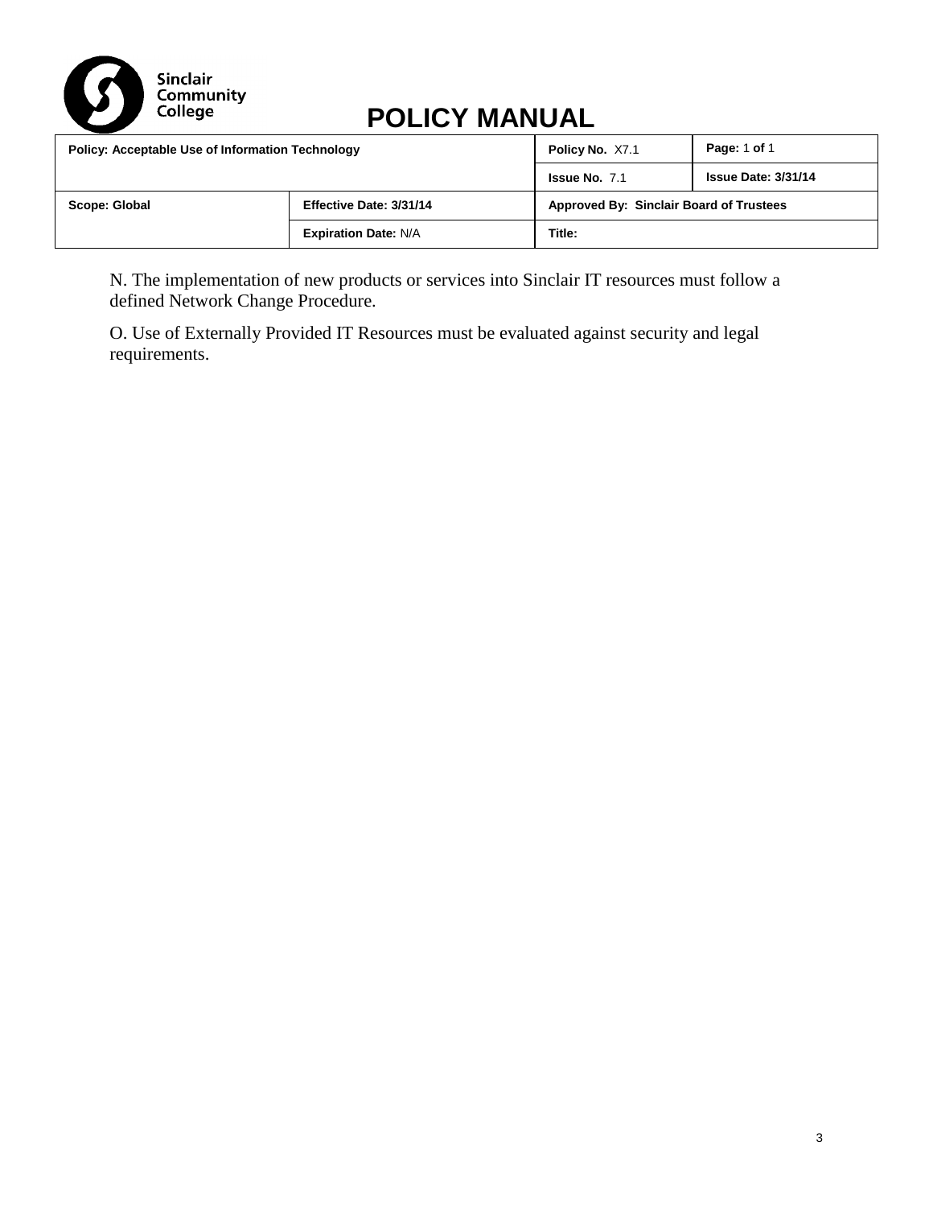# POLICY MANUAL

| Policy: Acceptable Use of Information Technology | | Policy No. X7.1 | Page: 1 of 1 |
| --- | --- | --- | --- |
| | | Issue No. 7.1 | Issue Date: 3/31/14 |
| Scope: Global | Effective Date: 3/31/14 | Approved By: Sinclair Board of Trustees | |
| | Expiration Date: N/A | Title: | |

N. The implementation of new products or services into Sinclair IT resources must follow a defined Network Change Procedure.

O. Use of Externally Provided IT Resources must be evaluated against security and legal requirements.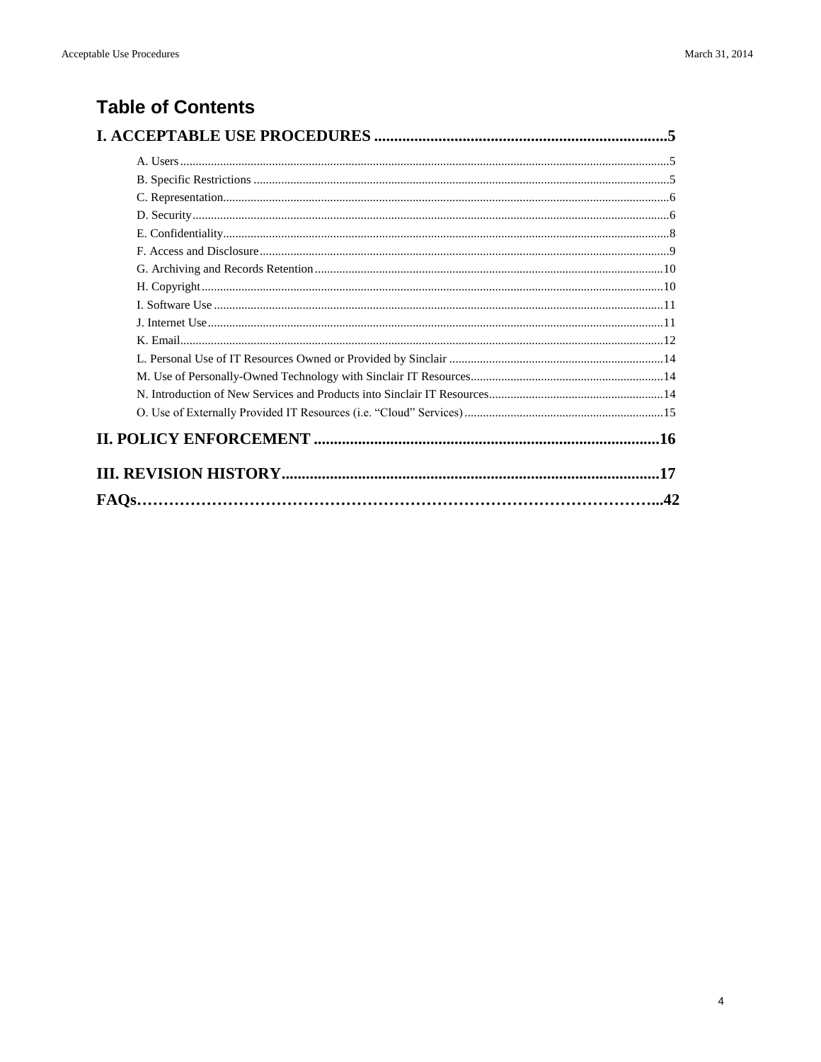# Table of Contents

**I. ACCEPTABLE USE PROCEDURES ........................................................................5**

A. Users ........................................................................................................................................5
B. Specific Restrictions .................................................................................................................5
C. Representation..........................................................................................................................6
D. Security.....................................................................................................................................6
E. Confidentiality...........................................................................................................................8
F. Access and Disclosure...............................................................................................................9
G. Archiving and Records Retention...........................................................................................10
H. Copyright................................................................................................................................10
I. Software Use ............................................................................................................................11
J. Internet Use..............................................................................................................................11
K. Email.......................................................................................................................................12
L. Personal Use of IT Resources Owned or Provided by Sinclair ...............................................14
M. Use of Personally-Owned Technology with Sinclair IT Resources........................................14
N. Introduction of New Services and Products into Sinclair IT Resources..................................14
O. Use of Externally Provided IT Resources (i.e. "Cloud" Services) ..........................................15

**II. POLICY ENFORCEMENT ....................................................................................16**

**III. REVISION HISTORY............................................................................................17**

**FAQs……………………………………………………………………………………...42**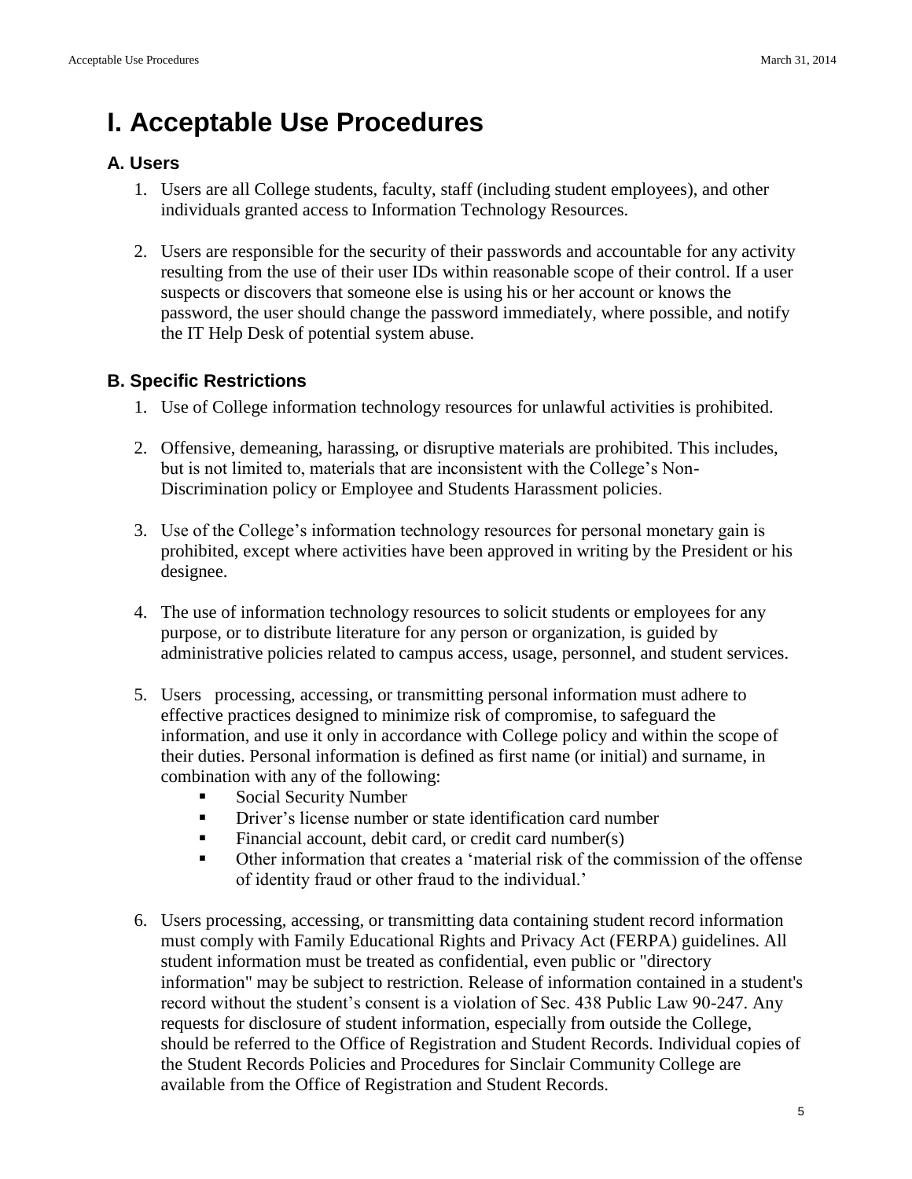# I. Acceptable Use Procedures

## A. Users

1. Users are all College students, faculty, staff (including student employees), and other individuals granted access to Information Technology Resources.

2. Users are responsible for the security of their passwords and accountable for any activity resulting from the use of their user IDs within reasonable scope of their control. If a user suspects or discovers that someone else is using his or her account or knows the password, the user should change the password immediately, where possible, and notify the IT Help Desk of potential system abuse.

## B. Specific Restrictions

1. Use of College information technology resources for unlawful activities is prohibited.

2. Offensive, demeaning, harassing, or disruptive materials are prohibited. This includes, but is not limited to, materials that are inconsistent with the College's Non-Discrimination policy or Employee and Students Harassment policies.

3. Use of the College's information technology resources for personal monetary gain is prohibited, except where activities have been approved in writing by the President or his designee.

4. The use of information technology resources to solicit students or employees for any purpose, or to distribute literature for any person or organization, is guided by administrative policies related to campus access, usage, personnel, and student services.

5. Users processing, accessing, or transmitting personal information must adhere to effective practices designed to minimize risk of compromise, to safeguard the information, and use it only in accordance with College policy and within the scope of their duties. Personal information is defined as first name (or initial) and surname, in combination with any of the following:
   - Social Security Number
   - Driver's license number or state identification card number
   - Financial account, debit card, or credit card number(s)
   - Other information that creates a 'material risk of the commission of the offense of identity fraud or other fraud to the individual.'

6. Users processing, accessing, or transmitting data containing student record information must comply with Family Educational Rights and Privacy Act (FERPA) guidelines. All student information must be treated as confidential, even public or "directory information" may be subject to restriction. Release of information contained in a student's record without the student's consent is a violation of Sec. 438 Public Law 90-247. Any requests for disclosure of student information, especially from outside the College, should be referred to the Office of Registration and Student Records. Individual copies of the Student Records Policies and Procedures for Sinclair Community College are available from the Office of Registration and Student Records.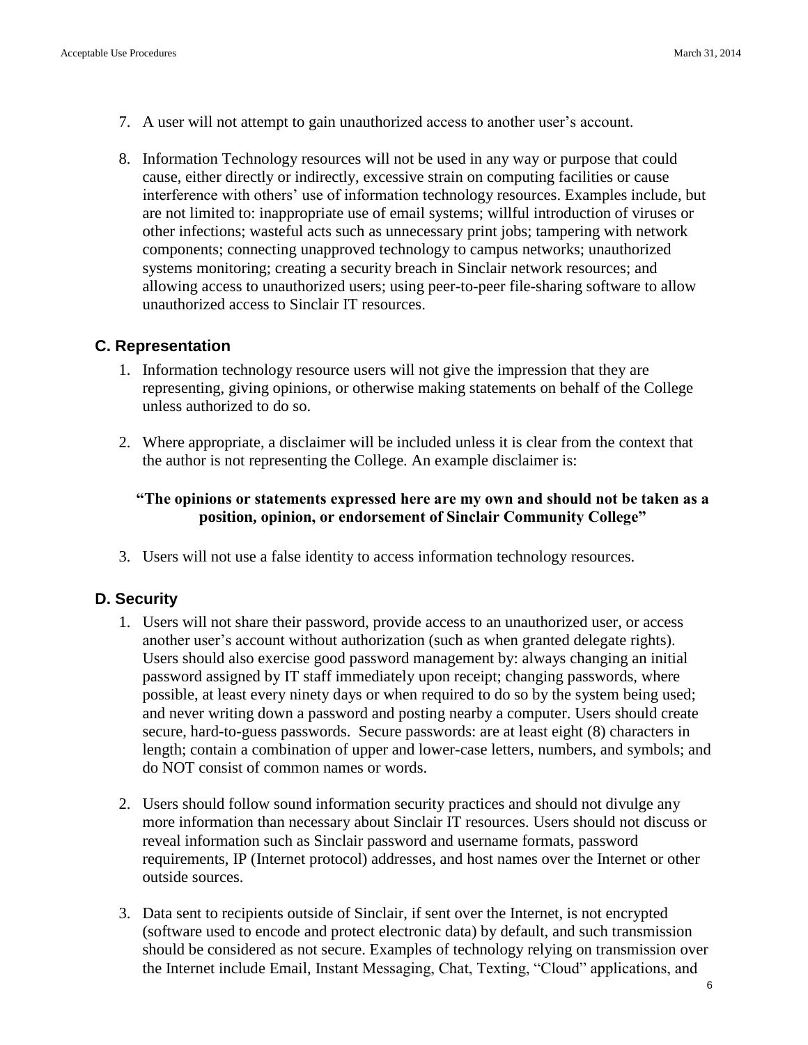7. A user will not attempt to gain unauthorized access to another user's account.

8. Information Technology resources will not be used in any way or purpose that could cause, either directly or indirectly, excessive strain on computing facilities or cause interference with others' use of information technology resources. Examples include, but are not limited to: inappropriate use of email systems; willful introduction of viruses or other infections; wasteful acts such as unnecessary print jobs; tampering with network components; connecting unapproved technology to campus networks; unauthorized systems monitoring; creating a security breach in Sinclair network resources; and allowing access to unauthorized users; using peer-to-peer file-sharing software to allow unauthorized access to Sinclair IT resources.

## C. Representation

1. Information technology resource users will not give the impression that they are representing, giving opinions, or otherwise making statements on behalf of the College unless authorized to do so.

2. Where appropriate, a disclaimer will be included unless it is clear from the context that the author is not representing the College. An example disclaimer is:

   **"The opinions or statements expressed here are my own and should not be taken as a position, opinion, or endorsement of Sinclair Community College"**

3. Users will not use a false identity to access information technology resources.

## D. Security

1. Users will not share their password, provide access to an unauthorized user, or access another user's account without authorization (such as when granted delegate rights). Users should also exercise good password management by: always changing an initial password assigned by IT staff immediately upon receipt; changing passwords, where possible, at least every ninety days or when required to do so by the system being used; and never writing down a password and posting nearby a computer. Users should create secure, hard-to-guess passwords. Secure passwords: are at least eight (8) characters in length; contain a combination of upper and lower-case letters, numbers, and symbols; and do NOT consist of common names or words.

2. Users should follow sound information security practices and should not divulge any more information than necessary about Sinclair IT resources. Users should not discuss or reveal information such as Sinclair password and username formats, password requirements, IP (Internet protocol) addresses, and host names over the Internet or other outside sources.

3. Data sent to recipients outside of Sinclair, if sent over the Internet, is not encrypted (software used to encode and protect electronic data) by default, and such transmission should be considered as not secure. Examples of technology relying on transmission over the Internet include Email, Instant Messaging, Chat, Texting, "Cloud" applications, and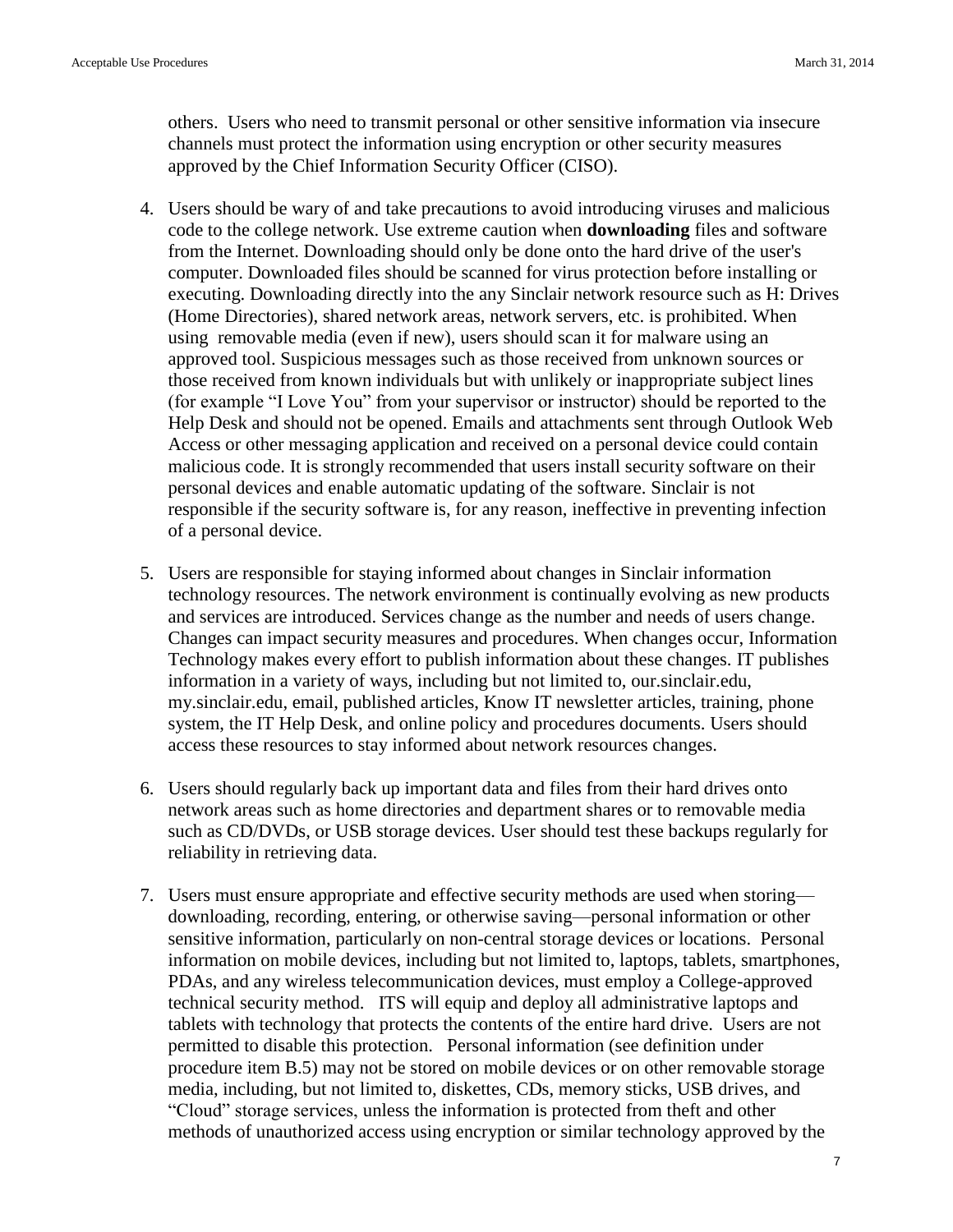others. Users who need to transmit personal or other sensitive information via insecure channels must protect the information using encryption or other security measures approved by the Chief Information Security Officer (CISO).

4. Users should be wary of and take precautions to avoid introducing viruses and malicious code to the college network. Use extreme caution when **downloading** files and software from the Internet. Downloading should only be done onto the hard drive of the user's computer. Downloaded files should be scanned for virus protection before installing or executing. Downloading directly into the any Sinclair network resource such as H: Drives (Home Directories), shared network areas, network servers, etc. is prohibited. When using removable media (even if new), users should scan it for malware using an approved tool. Suspicious messages such as those received from unknown sources or those received from known individuals but with unlikely or inappropriate subject lines (for example "I Love You" from your supervisor or instructor) should be reported to the Help Desk and should not be opened. Emails and attachments sent through Outlook Web Access or other messaging application and received on a personal device could contain malicious code. It is strongly recommended that users install security software on their personal devices and enable automatic updating of the software. Sinclair is not responsible if the security software is, for any reason, ineffective in preventing infection of a personal device.

5. Users are responsible for staying informed about changes in Sinclair information technology resources. The network environment is continually evolving as new products and services are introduced. Services change as the number and needs of users change. Changes can impact security measures and procedures. When changes occur, Information Technology makes every effort to publish information about these changes. IT publishes information in a variety of ways, including but not limited to, our.sinclair.edu, my.sinclair.edu, email, published articles, Know IT newsletter articles, training, phone system, the IT Help Desk, and online policy and procedures documents. Users should access these resources to stay informed about network resources changes.

6. Users should regularly back up important data and files from their hard drives onto network areas such as home directories and department shares or to removable media such as CD/DVDs, or USB storage devices. User should test these backups regularly for reliability in retrieving data.

7. Users must ensure appropriate and effective security methods are used when storing—downloading, recording, entering, or otherwise saving—personal information or other sensitive information, particularly on non-central storage devices or locations. Personal information on mobile devices, including but not limited to, laptops, tablets, smartphones, PDAs, and any wireless telecommunication devices, must employ a College-approved technical security method. ITS will equip and deploy all administrative laptops and tablets with technology that protects the contents of the entire hard drive. Users are not permitted to disable this protection. Personal information (see definition under procedure item B.5) may not be stored on mobile devices or on other removable storage media, including, but not limited to, diskettes, CDs, memory sticks, USB drives, and "Cloud" storage services, unless the information is protected from theft and other methods of unauthorized access using encryption or similar technology approved by the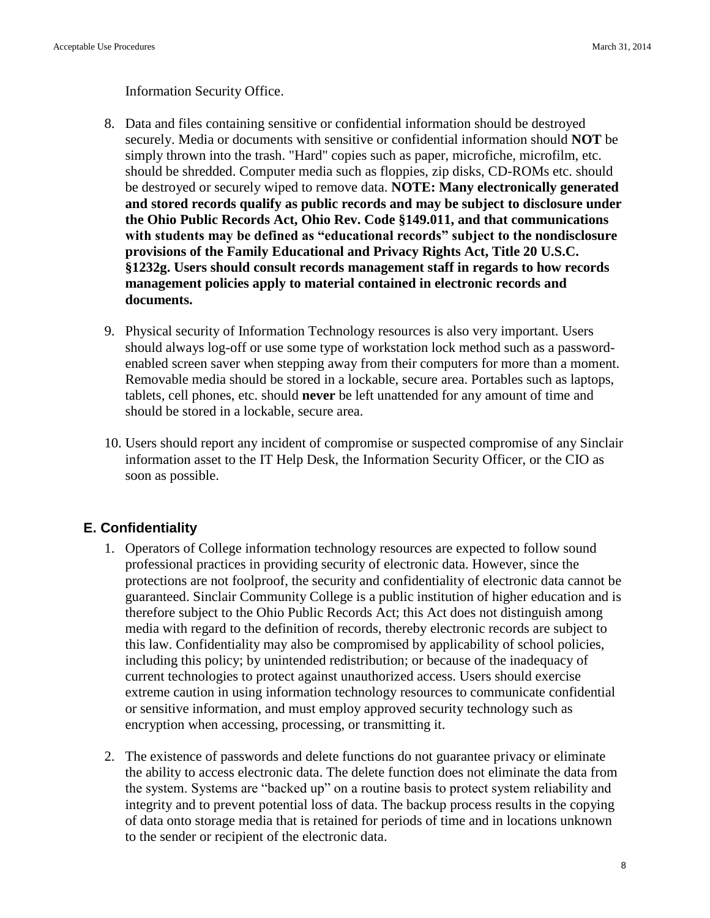Information Security Office.

8. Data and files containing sensitive or confidential information should be destroyed securely. Media or documents with sensitive or confidential information should **NOT** be simply thrown into the trash. "Hard" copies such as paper, microfiche, microfilm, etc. should be shredded. Computer media such as floppies, zip disks, CD-ROMs etc. should be destroyed or securely wiped to remove data. **NOTE: Many electronically generated and stored records qualify as public records and may be subject to disclosure under the Ohio Public Records Act, Ohio Rev. Code §149.011, and that communications with students may be defined as "educational records" subject to the nondisclosure provisions of the Family Educational and Privacy Rights Act, Title 20 U.S.C. §1232g. Users should consult records management staff in regards to how records management policies apply to material contained in electronic records and documents.**

9. Physical security of Information Technology resources is also very important. Users should always log-off or use some type of workstation lock method such as a password-enabled screen saver when stepping away from their computers for more than a moment. Removable media should be stored in a lockable, secure area. Portables such as laptops, tablets, cell phones, etc. should **never** be left unattended for any amount of time and should be stored in a lockable, secure area.

10. Users should report any incident of compromise or suspected compromise of any Sinclair information asset to the IT Help Desk, the Information Security Officer, or the CIO as soon as possible.

## E. Confidentiality

1. Operators of College information technology resources are expected to follow sound professional practices in providing security of electronic data. However, since the protections are not foolproof, the security and confidentiality of electronic data cannot be guaranteed. Sinclair Community College is a public institution of higher education and is therefore subject to the Ohio Public Records Act; this Act does not distinguish among media with regard to the definition of records, thereby electronic records are subject to this law. Confidentiality may also be compromised by applicability of school policies, including this policy; by unintended redistribution; or because of the inadequacy of current technologies to protect against unauthorized access. Users should exercise extreme caution in using information technology resources to communicate confidential or sensitive information, and must employ approved security technology such as encryption when accessing, processing, or transmitting it.

2. The existence of passwords and delete functions do not guarantee privacy or eliminate the ability to access electronic data. The delete function does not eliminate the data from the system. Systems are "backed up" on a routine basis to protect system reliability and integrity and to prevent potential loss of data. The backup process results in the copying of data onto storage media that is retained for periods of time and in locations unknown to the sender or recipient of the electronic data.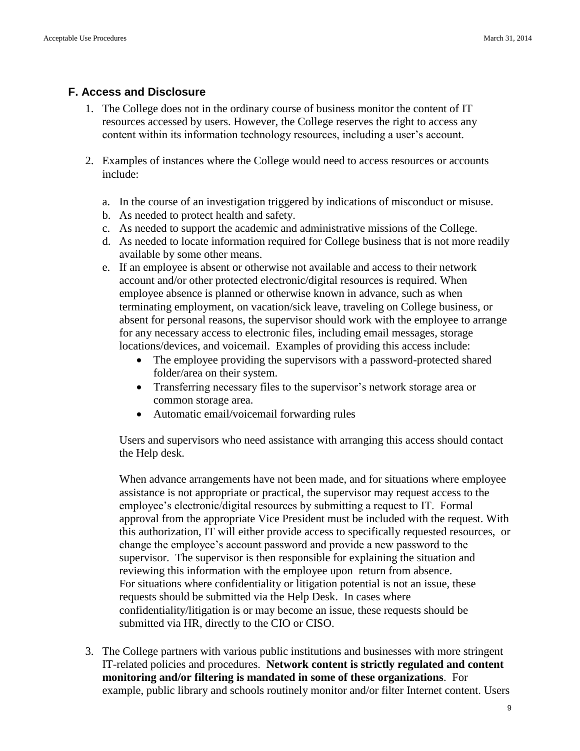### F. Access and Disclosure

1. The College does not in the ordinary course of business monitor the content of IT resources accessed by users. However, the College reserves the right to access any content within its information technology resources, including a user's account.

2. Examples of instances where the College would need to access resources or accounts include:

   a. In the course of an investigation triggered by indications of misconduct or misuse.
   b. As needed to protect health and safety.
   c. As needed to support the academic and administrative missions of the College.
   d. As needed to locate information required for College business that is not more readily available by some other means.
   e. If an employee is absent or otherwise not available and access to their network account and/or other protected electronic/digital resources is required. When employee absence is planned or otherwise known in advance, such as when terminating employment, on vacation/sick leave, traveling on College business, or absent for personal reasons, the supervisor should work with the employee to arrange for any necessary access to electronic files, including email messages, storage locations/devices, and voicemail. Examples of providing this access include:
      - The employee providing the supervisors with a password-protected shared folder/area on their system.
      - Transferring necessary files to the supervisor's network storage area or common storage area.
      - Automatic email/voicemail forwarding rules

      Users and supervisors who need assistance with arranging this access should contact the Help desk.

      When advance arrangements have not been made, and for situations where employee assistance is not appropriate or practical, the supervisor may request access to the employee's electronic/digital resources by submitting a request to IT. Formal approval from the appropriate Vice President must be included with the request. With this authorization, IT will either provide access to specifically requested resources, or change the employee's account password and provide a new password to the supervisor. The supervisor is then responsible for explaining the situation and reviewing this information with the employee upon return from absence. For situations where confidentiality or litigation potential is not an issue, these requests should be submitted via the Help Desk. In cases where confidentiality/litigation is or may become an issue, these requests should be submitted via HR, directly to the CIO or CISO.

3. The College partners with various public institutions and businesses with more stringent IT-related policies and procedures. **Network content is strictly regulated and content monitoring and/or filtering is mandated in some of these organizations**. For example, public library and schools routinely monitor and/or filter Internet content. Users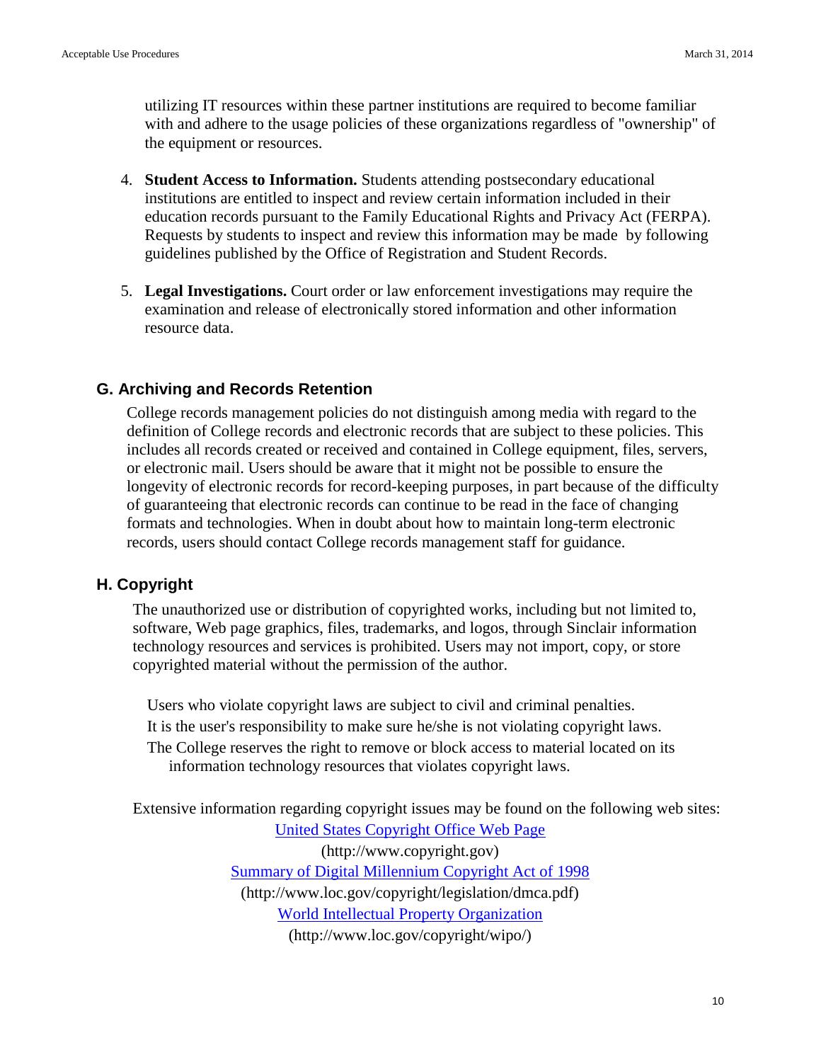utilizing IT resources within these partner institutions are required to become familiar with and adhere to the usage policies of these organizations regardless of "ownership" of the equipment or resources.

4. **Student Access to Information.** Students attending postsecondary educational institutions are entitled to inspect and review certain information included in their education records pursuant to the Family Educational Rights and Privacy Act (FERPA). Requests by students to inspect and review this information may be made by following guidelines published by the Office of Registration and Student Records.

5. **Legal Investigations.** Court order or law enforcement investigations may require the examination and release of electronically stored information and other information resource data.

## G. Archiving and Records Retention

College records management policies do not distinguish among media with regard to the definition of College records and electronic records that are subject to these policies. This includes all records created or received and contained in College equipment, files, servers, or electronic mail. Users should be aware that it might not be possible to ensure the longevity of electronic records for record-keeping purposes, in part because of the difficulty of guaranteeing that electronic records can continue to be read in the face of changing formats and technologies. When in doubt about how to maintain long-term electronic records, users should contact College records management staff for guidance.

## H. Copyright

The unauthorized use or distribution of copyrighted works, including but not limited to, software, Web page graphics, files, trademarks, and logos, through Sinclair information technology resources and services is prohibited. Users may not import, copy, or store copyrighted material without the permission of the author.

Users who violate copyright laws are subject to civil and criminal penalties.
It is the user's responsibility to make sure he/she is not violating copyright laws.
The College reserves the right to remove or block access to material located on its information technology resources that violates copyright laws.

Extensive information regarding copyright issues may be found on the following web sites:

United States Copyright Office Web Page
(http://www.copyright.gov)

Summary of Digital Millennium Copyright Act of 1998
(http://www.loc.gov/copyright/legislation/dmca.pdf)

World Intellectual Property Organization
(http://www.loc.gov/copyright/wipo/)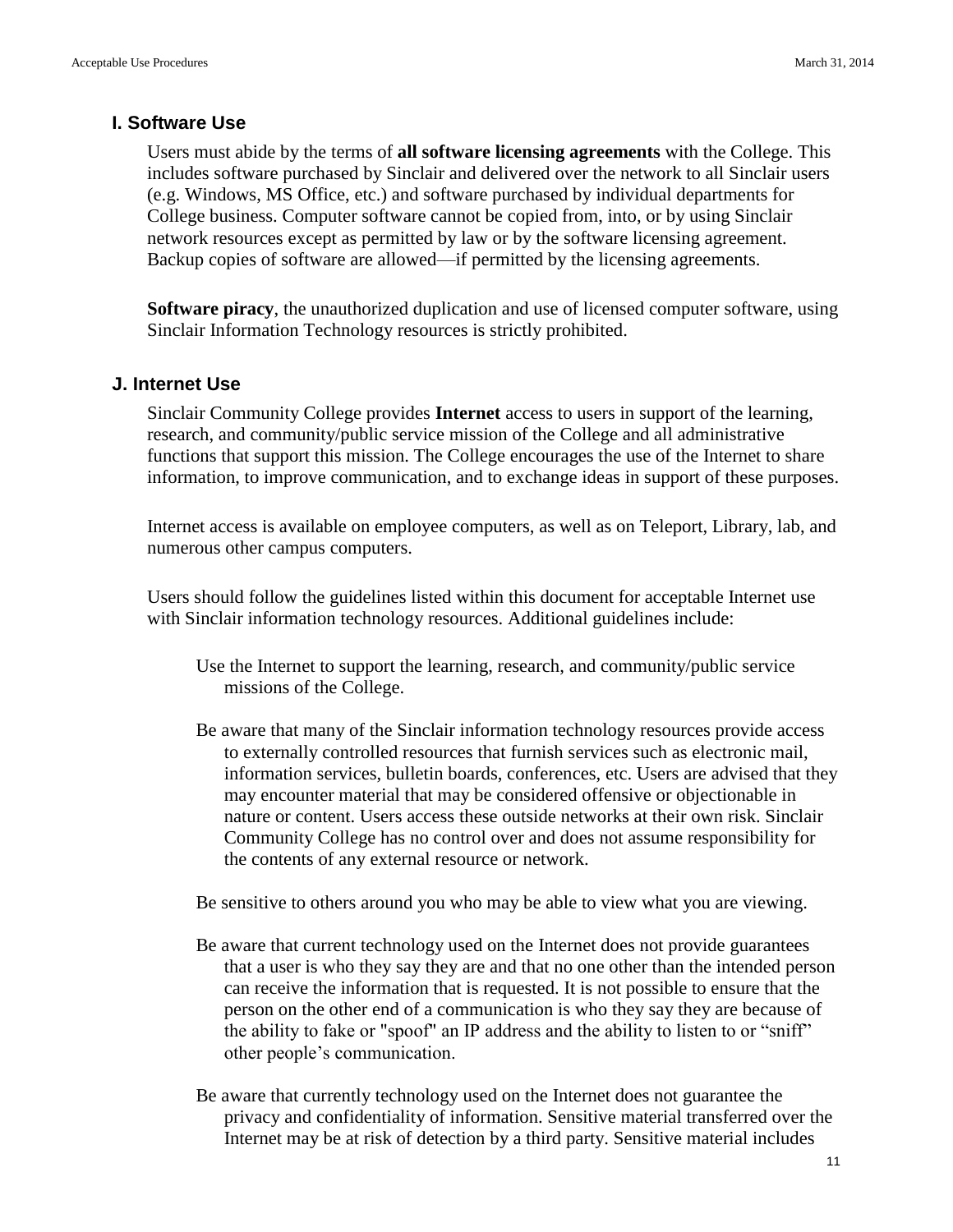## I. Software Use

Users must abide by the terms of **all software licensing agreements** with the College. This includes software purchased by Sinclair and delivered over the network to all Sinclair users (e.g. Windows, MS Office, etc.) and software purchased by individual departments for College business. Computer software cannot be copied from, into, or by using Sinclair network resources except as permitted by law or by the software licensing agreement. Backup copies of software are allowed—if permitted by the licensing agreements.

**Software piracy**, the unauthorized duplication and use of licensed computer software, using Sinclair Information Technology resources is strictly prohibited.

## J. Internet Use

Sinclair Community College provides **Internet** access to users in support of the learning, research, and community/public service mission of the College and all administrative functions that support this mission. The College encourages the use of the Internet to share information, to improve communication, and to exchange ideas in support of these purposes.

Internet access is available on employee computers, as well as on Teleport, Library, lab, and numerous other campus computers.

Users should follow the guidelines listed within this document for acceptable Internet use with Sinclair information technology resources. Additional guidelines include:

Use the Internet to support the learning, research, and community/public service missions of the College.

Be aware that many of the Sinclair information technology resources provide access to externally controlled resources that furnish services such as electronic mail, information services, bulletin boards, conferences, etc. Users are advised that they may encounter material that may be considered offensive or objectionable in nature or content. Users access these outside networks at their own risk. Sinclair Community College has no control over and does not assume responsibility for the contents of any external resource or network.

Be sensitive to others around you who may be able to view what you are viewing.

Be aware that current technology used on the Internet does not provide guarantees that a user is who they say they are and that no one other than the intended person can receive the information that is requested. It is not possible to ensure that the person on the other end of a communication is who they say they are because of the ability to fake or "spoof" an IP address and the ability to listen to or “sniff” other people’s communication.

Be aware that currently technology used on the Internet does not guarantee the privacy and confidentiality of information. Sensitive material transferred over the Internet may be at risk of detection by a third party. Sensitive material includes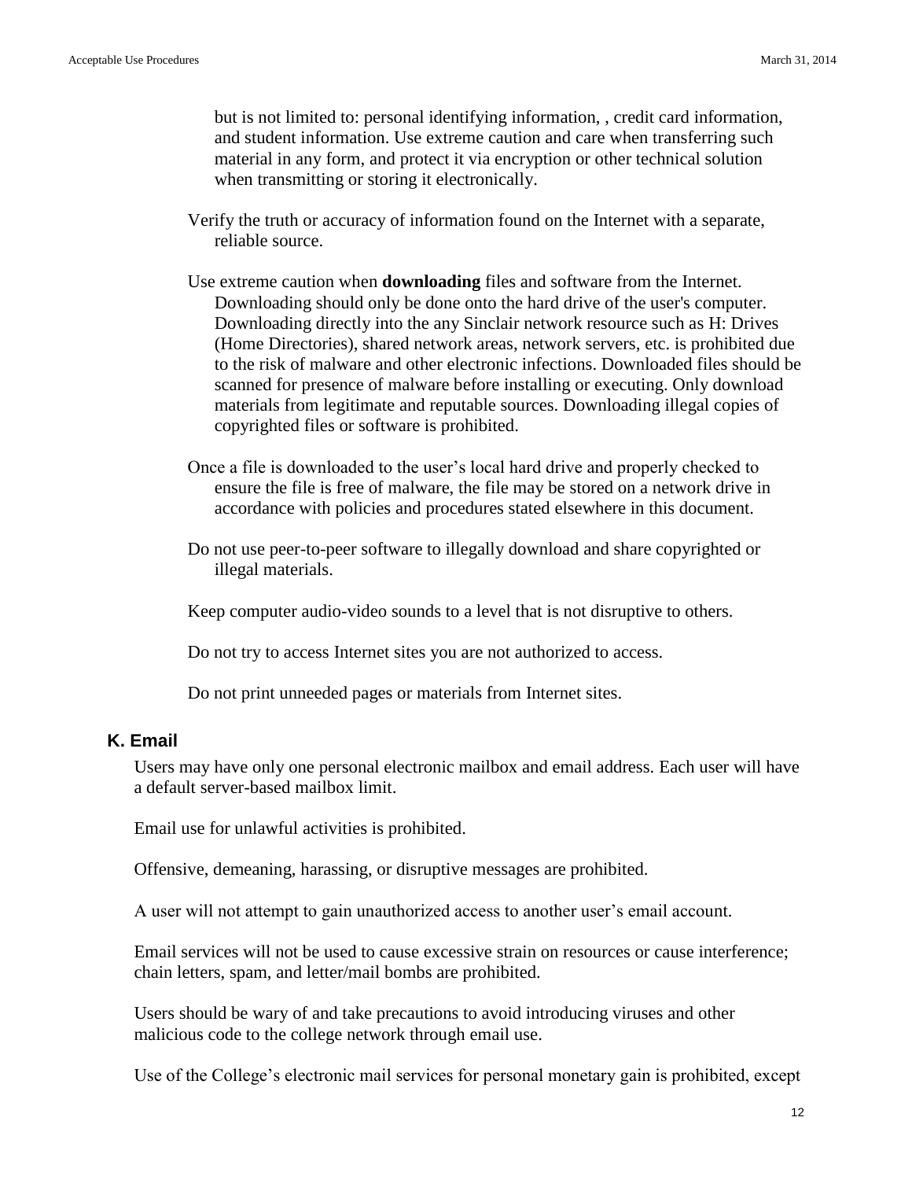but is not limited to: personal identifying information, , credit card information, and student information. Use extreme caution and care when transferring such material in any form, and protect it via encryption or other technical solution when transmitting or storing it electronically.

Verify the truth or accuracy of information found on the Internet with a separate, reliable source.

Use extreme caution when **downloading** files and software from the Internet. Downloading should only be done onto the hard drive of the user's computer. Downloading directly into the any Sinclair network resource such as H: Drives (Home Directories), shared network areas, network servers, etc. is prohibited due to the risk of malware and other electronic infections. Downloaded files should be scanned for presence of malware before installing or executing. Only download materials from legitimate and reputable sources. Downloading illegal copies of copyrighted files or software is prohibited.

Once a file is downloaded to the user's local hard drive and properly checked to ensure the file is free of malware, the file may be stored on a network drive in accordance with policies and procedures stated elsewhere in this document.

Do not use peer-to-peer software to illegally download and share copyrighted or illegal materials.

Keep computer audio-video sounds to a level that is not disruptive to others.

Do not try to access Internet sites you are not authorized to access.

Do not print unneeded pages or materials from Internet sites.

### K. Email

Users may have only one personal electronic mailbox and email address. Each user will have a default server-based mailbox limit.

Email use for unlawful activities is prohibited.

Offensive, demeaning, harassing, or disruptive messages are prohibited.

A user will not attempt to gain unauthorized access to another user's email account.

Email services will not be used to cause excessive strain on resources or cause interference; chain letters, spam, and letter/mail bombs are prohibited.

Users should be wary of and take precautions to avoid introducing viruses and other malicious code to the college network through email use.

Use of the College's electronic mail services for personal monetary gain is prohibited, except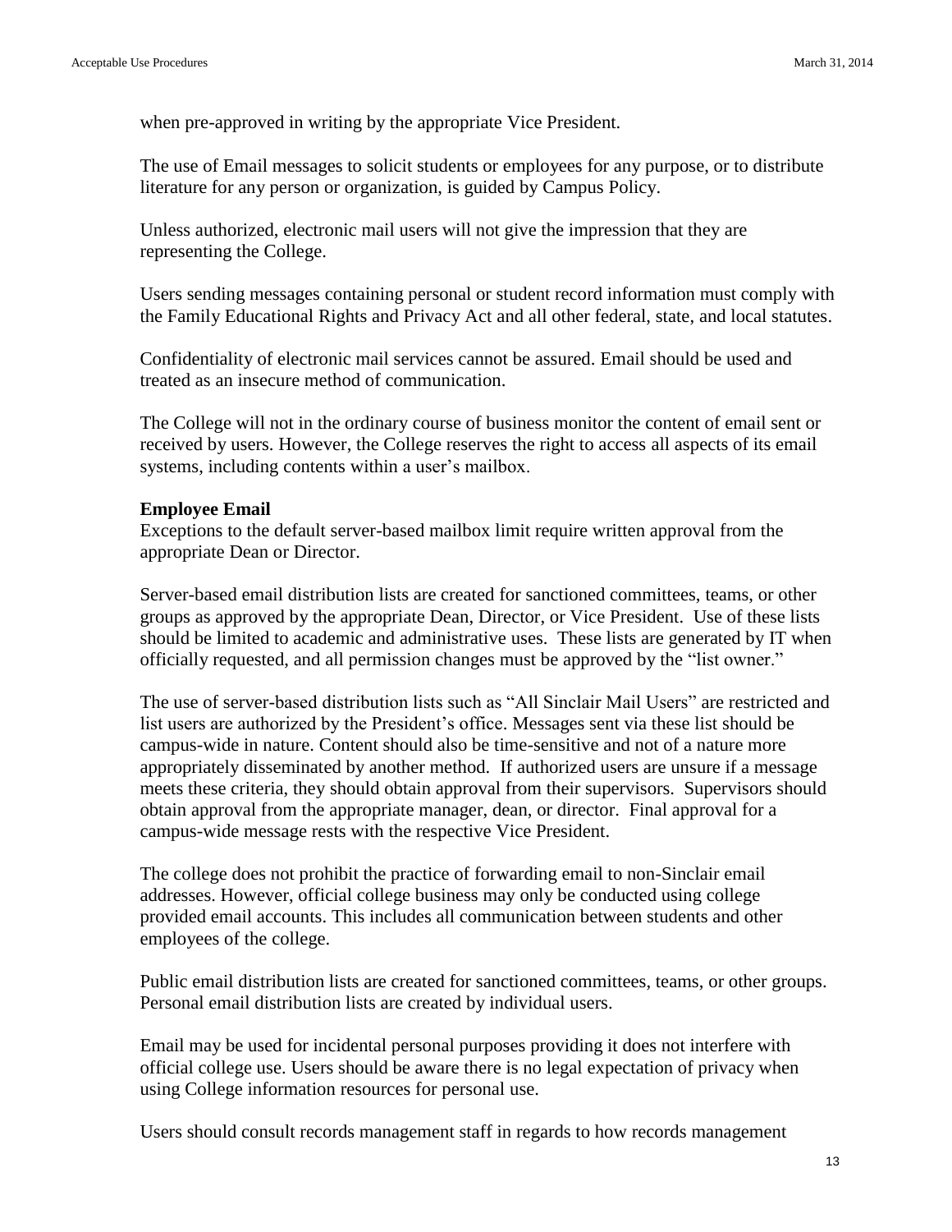when pre-approved in writing by the appropriate Vice President.

The use of Email messages to solicit students or employees for any purpose, or to distribute literature for any person or organization, is guided by Campus Policy.

Unless authorized, electronic mail users will not give the impression that they are representing the College.

Users sending messages containing personal or student record information must comply with the Family Educational Rights and Privacy Act and all other federal, state, and local statutes.

Confidentiality of electronic mail services cannot be assured. Email should be used and treated as an insecure method of communication.

The College will not in the ordinary course of business monitor the content of email sent or received by users. However, the College reserves the right to access all aspects of its email systems, including contents within a user's mailbox.

**Employee Email**

Exceptions to the default server-based mailbox limit require written approval from the appropriate Dean or Director.

Server-based email distribution lists are created for sanctioned committees, teams, or other groups as approved by the appropriate Dean, Director, or Vice President. Use of these lists should be limited to academic and administrative uses. These lists are generated by IT when officially requested, and all permission changes must be approved by the "list owner."

The use of server-based distribution lists such as "All Sinclair Mail Users" are restricted and list users are authorized by the President's office. Messages sent via these list should be campus-wide in nature. Content should also be time-sensitive and not of a nature more appropriately disseminated by another method. If authorized users are unsure if a message meets these criteria, they should obtain approval from their supervisors. Supervisors should obtain approval from the appropriate manager, dean, or director. Final approval for a campus-wide message rests with the respective Vice President.

The college does not prohibit the practice of forwarding email to non-Sinclair email addresses. However, official college business may only be conducted using college provided email accounts. This includes all communication between students and other employees of the college.

Public email distribution lists are created for sanctioned committees, teams, or other groups. Personal email distribution lists are created by individual users.

Email may be used for incidental personal purposes providing it does not interfere with official college use. Users should be aware there is no legal expectation of privacy when using College information resources for personal use.

Users should consult records management staff in regards to how records management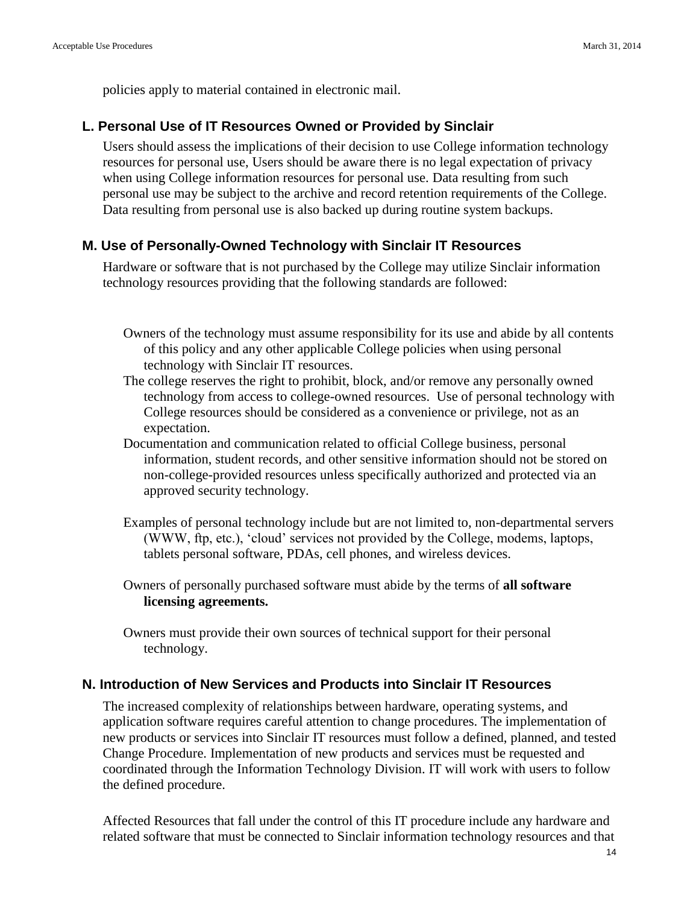policies apply to material contained in electronic mail.

### L. Personal Use of IT Resources Owned or Provided by Sinclair

Users should assess the implications of their decision to use College information technology resources for personal use, Users should be aware there is no legal expectation of privacy when using College information resources for personal use. Data resulting from such personal use may be subject to the archive and record retention requirements of the College. Data resulting from personal use is also backed up during routine system backups.

### M. Use of Personally-Owned Technology with Sinclair IT Resources

Hardware or software that is not purchased by the College may utilize Sinclair information technology resources providing that the following standards are followed:

Owners of the technology must assume responsibility for its use and abide by all contents of this policy and any other applicable College policies when using personal technology with Sinclair IT resources.

The college reserves the right to prohibit, block, and/or remove any personally owned technology from access to college-owned resources. Use of personal technology with College resources should be considered as a convenience or privilege, not as an expectation.

Documentation and communication related to official College business, personal information, student records, and other sensitive information should not be stored on non-college-provided resources unless specifically authorized and protected via an approved security technology.

Examples of personal technology include but are not limited to, non-departmental servers (WWW, ftp, etc.), 'cloud' services not provided by the College, modems, laptops, tablets personal software, PDAs, cell phones, and wireless devices.

Owners of personally purchased software must abide by the terms of **all software licensing agreements.**

Owners must provide their own sources of technical support for their personal technology.

### N. Introduction of New Services and Products into Sinclair IT Resources

The increased complexity of relationships between hardware, operating systems, and application software requires careful attention to change procedures. The implementation of new products or services into Sinclair IT resources must follow a defined, planned, and tested Change Procedure. Implementation of new products and services must be requested and coordinated through the Information Technology Division. IT will work with users to follow the defined procedure.

Affected Resources that fall under the control of this IT procedure include any hardware and related software that must be connected to Sinclair information technology resources and that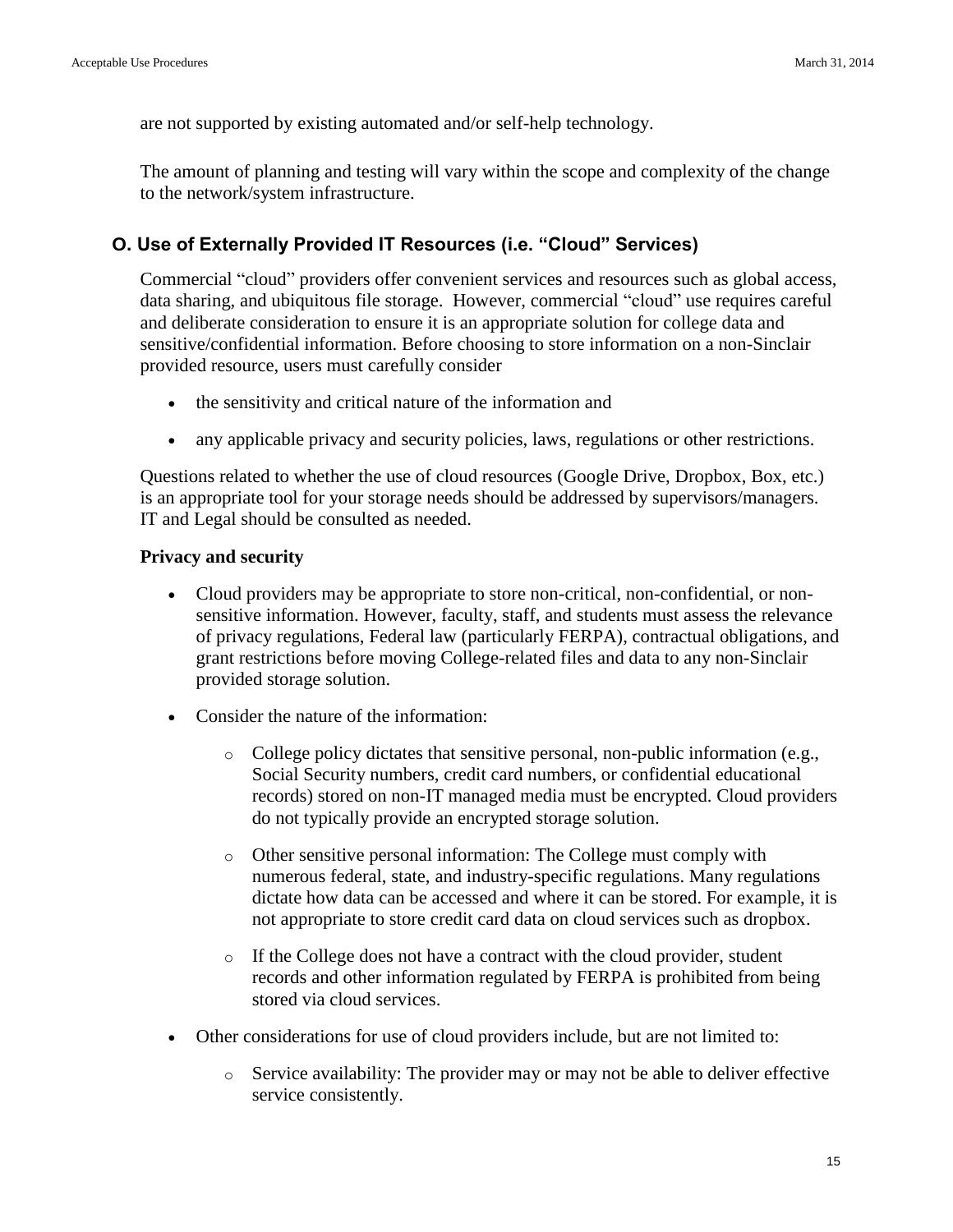are not supported by existing automated and/or self-help technology.

The amount of planning and testing will vary within the scope and complexity of the change to the network/system infrastructure.

## O. Use of Externally Provided IT Resources (i.e. "Cloud" Services)

Commercial "cloud" providers offer convenient services and resources such as global access, data sharing, and ubiquitous file storage. However, commercial "cloud" use requires careful and deliberate consideration to ensure it is an appropriate solution for college data and sensitive/confidential information. Before choosing to store information on a non-Sinclair provided resource, users must carefully consider

- the sensitivity and critical nature of the information and
- any applicable privacy and security policies, laws, regulations or other restrictions.

Questions related to whether the use of cloud resources (Google Drive, Dropbox, Box, etc.) is an appropriate tool for your storage needs should be addressed by supervisors/managers. IT and Legal should be consulted as needed.

**Privacy and security**

- Cloud providers may be appropriate to store non-critical, non-confidential, or non-sensitive information. However, faculty, staff, and students must assess the relevance of privacy regulations, Federal law (particularly FERPA), contractual obligations, and grant restrictions before moving College-related files and data to any non-Sinclair provided storage solution.
- Consider the nature of the information:
  - College policy dictates that sensitive personal, non-public information (e.g., Social Security numbers, credit card numbers, or confidential educational records) stored on non-IT managed media must be encrypted. Cloud providers do not typically provide an encrypted storage solution.
  - Other sensitive personal information: The College must comply with numerous federal, state, and industry-specific regulations. Many regulations dictate how data can be accessed and where it can be stored. For example, it is not appropriate to store credit card data on cloud services such as dropbox.
  - If the College does not have a contract with the cloud provider, student records and other information regulated by FERPA is prohibited from being stored via cloud services.
- Other considerations for use of cloud providers include, but are not limited to:
  - Service availability: The provider may or may not be able to deliver effective service consistently.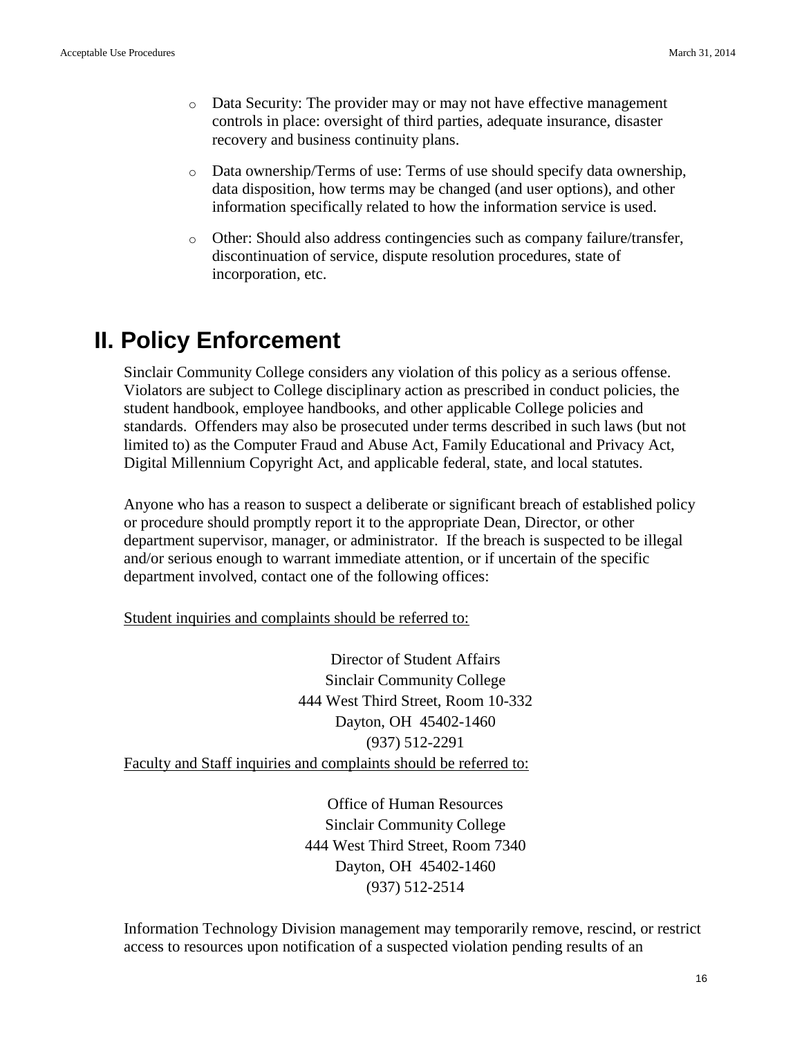- Data Security: The provider may or may not have effective management controls in place: oversight of third parties, adequate insurance, disaster recovery and business continuity plans.

- Data ownership/Terms of use: Terms of use should specify data ownership, data disposition, how terms may be changed (and user options), and other information specifically related to how the information service is used.

- Other: Should also address contingencies such as company failure/transfer, discontinuation of service, dispute resolution procedures, state of incorporation, etc.

# II. Policy Enforcement

Sinclair Community College considers any violation of this policy as a serious offense. Violators are subject to College disciplinary action as prescribed in conduct policies, the student handbook, employee handbooks, and other applicable College policies and standards. Offenders may also be prosecuted under terms described in such laws (but not limited to) as the Computer Fraud and Abuse Act, Family Educational and Privacy Act, Digital Millennium Copyright Act, and applicable federal, state, and local statutes.

Anyone who has a reason to suspect a deliberate or significant breach of established policy or procedure should promptly report it to the appropriate Dean, Director, or other department supervisor, manager, or administrator. If the breach is suspected to be illegal and/or serious enough to warrant immediate attention, or if uncertain of the specific department involved, contact one of the following offices:

<u>Student inquiries and complaints should be referred to:</u>

Director of Student Affairs
Sinclair Community College
444 West Third Street, Room 10-332
Dayton, OH 45402-1460
(937) 512-2291

<u>Faculty and Staff inquiries and complaints should be referred to:</u>

Office of Human Resources
Sinclair Community College
444 West Third Street, Room 7340
Dayton, OH 45402-1460
(937) 512-2514

Information Technology Division management may temporarily remove, rescind, or restrict access to resources upon notification of a suspected violation pending results of an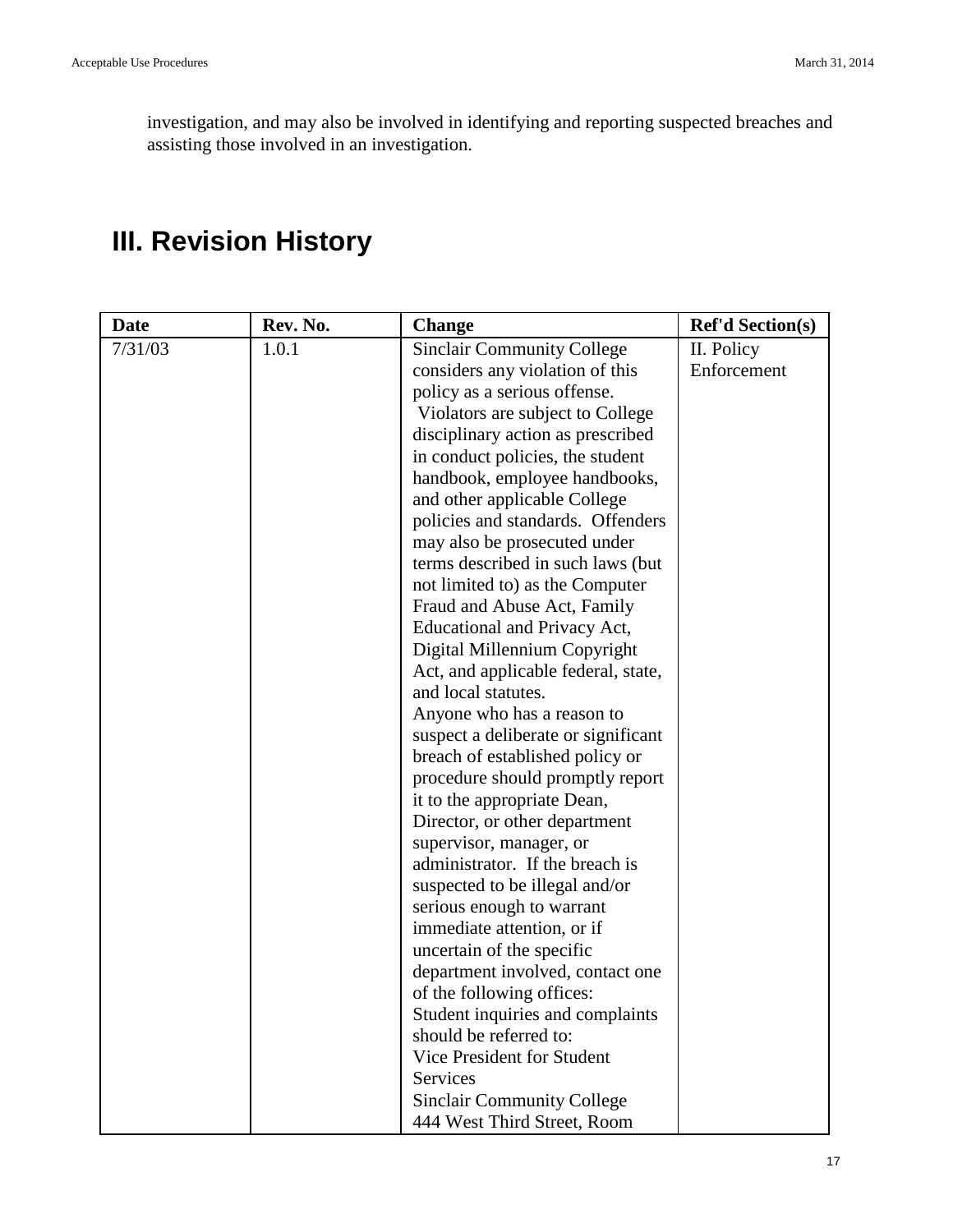investigation, and may also be involved in identifying and reporting suspected breaches and assisting those involved in an investigation.

# III. Revision History

| Date | Rev. No. | Change | Ref'd Section(s) |
|---|---|---|---|
| 7/31/03 | 1.0.1 | Sinclair Community College considers any violation of this policy as a serious offense. Violators are subject to College disciplinary action as prescribed in conduct policies, the student handbook, employee handbooks, and other applicable College policies and standards. Offenders may also be prosecuted under terms described in such laws (but not limited to) as the Computer Fraud and Abuse Act, Family Educational and Privacy Act, Digital Millennium Copyright Act, and applicable federal, state, and local statutes. Anyone who has a reason to suspect a deliberate or significant breach of established policy or procedure should promptly report it to the appropriate Dean, Director, or other department supervisor, manager, or administrator. If the breach is suspected to be illegal and/or serious enough to warrant immediate attention, or if uncertain of the specific department involved, contact one of the following offices: Student inquiries and complaints should be referred to: Vice President for Student Services Sinclair Community College 444 West Third Street, Room | II. Policy Enforcement |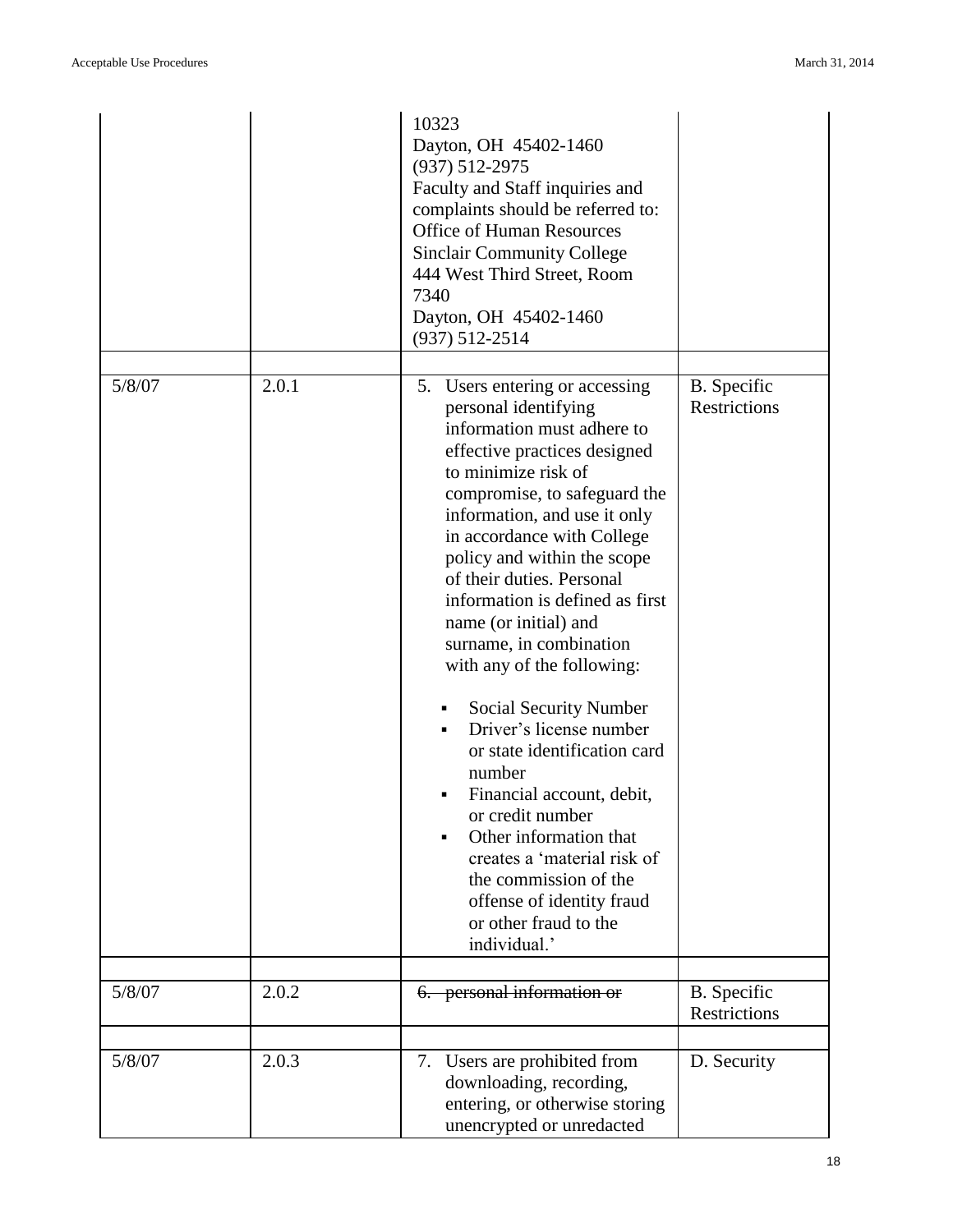| | | | |
|---|---|---|---|
| | | 10323<br>Dayton, OH 45402-1460<br>(937) 512-2975<br>Faculty and Staff inquiries and complaints should be referred to:<br>Office of Human Resources<br>Sinclair Community College<br>444 West Third Street, Room 7340<br>Dayton, OH 45402-1460<br>(937) 512-2514 | |
| | | | |
| 5/8/07 | 2.0.1 | 5. Users entering or accessing personal identifying information must adhere to effective practices designed to minimize risk of compromise, to safeguard the information, and use it only in accordance with College policy and within the scope of their duties. Personal information is defined as first name (or initial) and surname, in combination with any of the following:<br>▪ Social Security Number<br>▪ Driver's license number or state identification card number<br>▪ Financial account, debit, or credit number<br>▪ Other information that creates a 'material risk of the commission of the offense of identity fraud or other fraud to the individual.' | B. Specific Restrictions |
| | | | |
| 5/8/07 | 2.0.2 | ~~6. personal information or~~ | B. Specific Restrictions |
| | | | |
| 5/8/07 | 2.0.3 | 7. Users are prohibited from downloading, recording, entering, or otherwise storing unencrypted or unredacted | D. Security |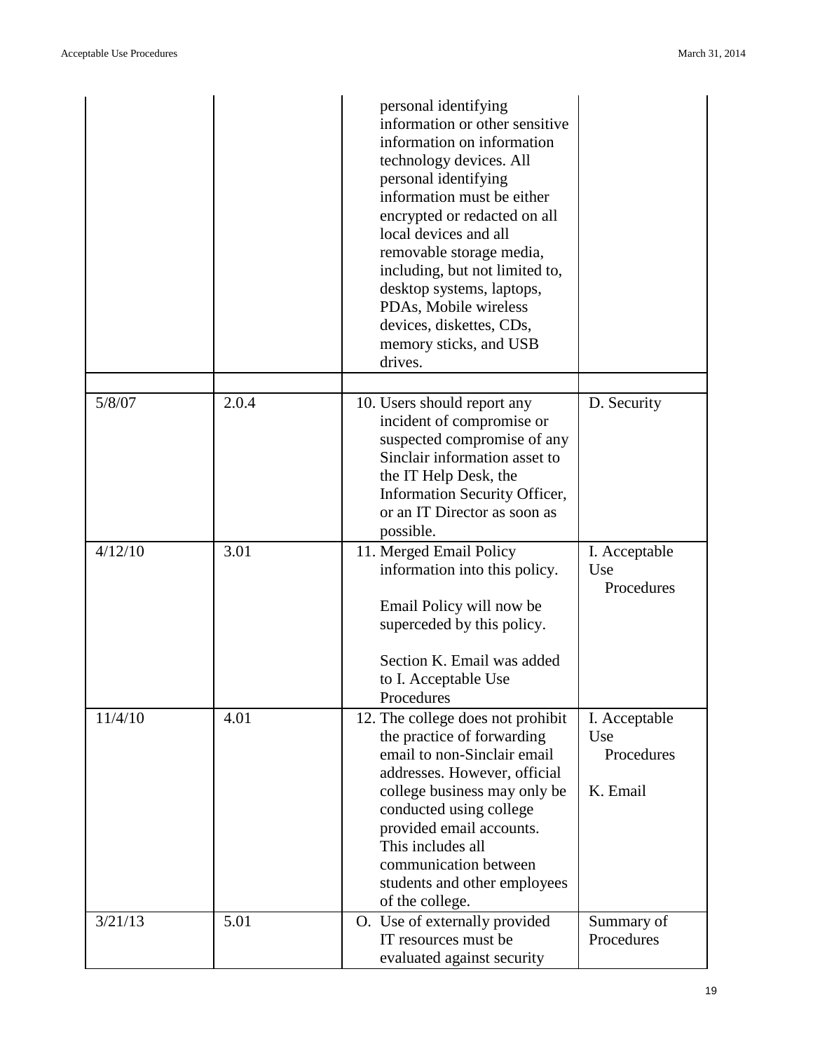| | | | |
|---|---|---|---|
| | | personal identifying information or other sensitive information on information technology devices. All personal identifying information must be either encrypted or redacted on all local devices and all removable storage media, including, but not limited to, desktop systems, laptops, PDAs, Mobile wireless devices, diskettes, CDs, memory sticks, and USB drives. | |
| | | | |
| 5/8/07 | 2.0.4 | 10. Users should report any incident of compromise or suspected compromise of any Sinclair information asset to the IT Help Desk, the Information Security Officer, or an IT Director as soon as possible. | D. Security |
| 4/12/10 | 3.01 | 11. Merged Email Policy information into this policy.<br><br>Email Policy will now be superceded by this policy.<br><br>Section K. Email was added to I. Acceptable Use Procedures | I. Acceptable Use Procedures |
| 11/4/10 | 4.01 | 12. The college does not prohibit the practice of forwarding email to non-Sinclair email addresses. However, official college business may only be conducted using college provided email accounts. This includes all communication between students and other employees of the college. | I. Acceptable Use Procedures<br><br>K. Email |
| 3/21/13 | 5.01 | O. Use of externally provided IT resources must be evaluated against security | Summary of Procedures |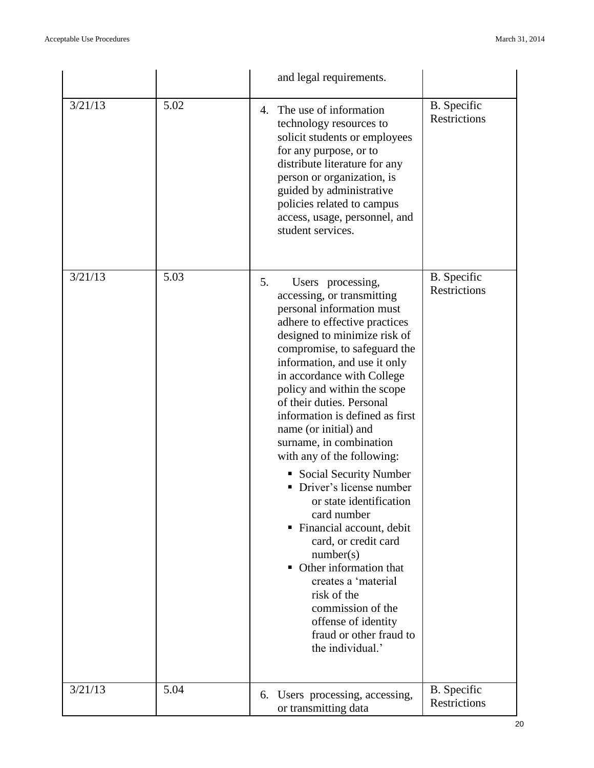| | | | |
|---|---|---|---|
| | | and legal requirements. | |
| 3/21/13 | 5.02 | 4. The use of information technology resources to solicit students or employees for any purpose, or to distribute literature for any person or organization, is guided by administrative policies related to campus access, usage, personnel, and student services. | B. Specific Restrictions |
| 3/21/13 | 5.03 | 5. Users processing, accessing, or transmitting personal information must adhere to effective practices designed to minimize risk of compromise, to safeguard the information, and use it only in accordance with College policy and within the scope of their duties. Personal information is defined as first name (or initial) and surname, in combination with any of the following: <br>▪ Social Security Number <br>▪ Driver's license number or state identification card number <br>▪ Financial account, debit card, or credit card number(s) <br>▪ Other information that creates a 'material risk of the commission of the offense of identity fraud or other fraud to the individual.' | B. Specific Restrictions |
| 3/21/13 | 5.04 | 6. Users processing, accessing, or transmitting data | B. Specific Restrictions |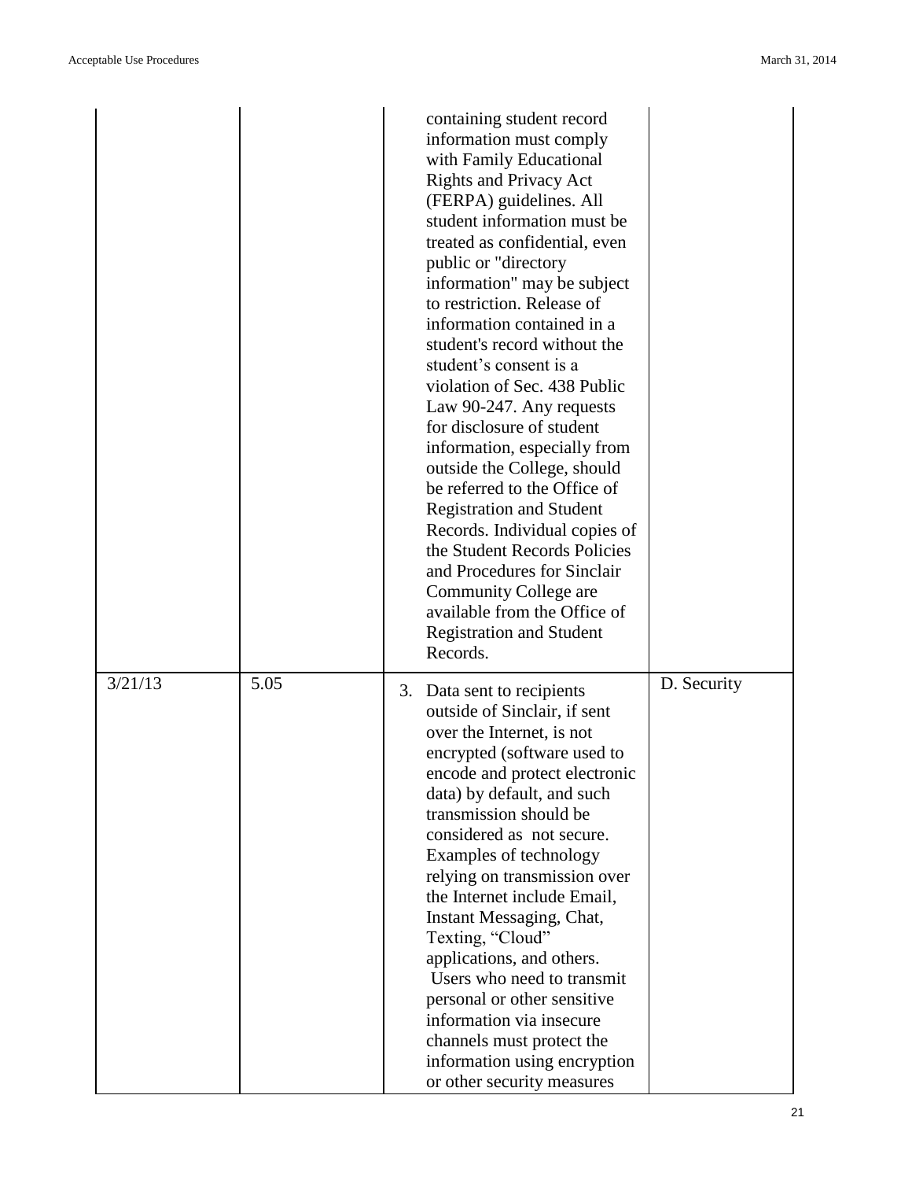| | | | |
|---|---|---|---|
| | | containing student record information must comply with Family Educational Rights and Privacy Act (FERPA) guidelines. All student information must be treated as confidential, even public or "directory information" may be subject to restriction. Release of information contained in a student's record without the student's consent is a violation of Sec. 438 Public Law 90-247. Any requests for disclosure of student information, especially from outside the College, should be referred to the Office of Registration and Student Records. Individual copies of the Student Records Policies and Procedures for Sinclair Community College are available from the Office of Registration and Student Records. | |
| 3/21/13 | 5.05 | 3. Data sent to recipients outside of Sinclair, if sent over the Internet, is not encrypted (software used to encode and protect electronic data) by default, and such transmission should be considered as not secure. Examples of technology relying on transmission over the Internet include Email, Instant Messaging, Chat, Texting, "Cloud" applications, and others. Users who need to transmit personal or other sensitive information via insecure channels must protect the information using encryption or other security measures | D. Security |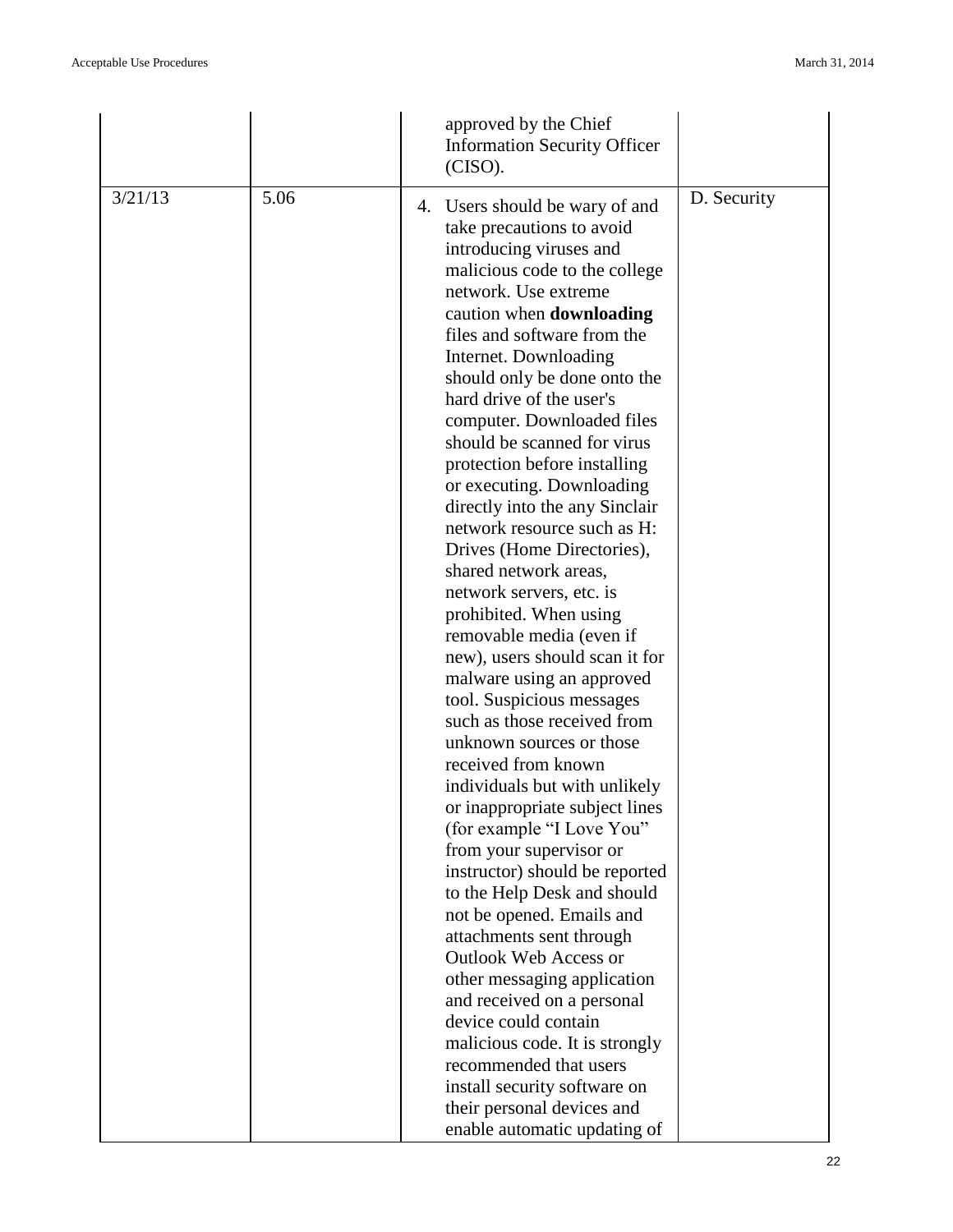|  |  |  |  |
|---|---|---|---|
|  |  | approved by the Chief Information Security Officer (CISO). |  |
| 3/21/13 | 5.06 | 4. Users should be wary of and take precautions to avoid introducing viruses and malicious code to the college network. Use extreme caution when **downloading** files and software from the Internet. Downloading should only be done onto the hard drive of the user's computer. Downloaded files should be scanned for virus protection before installing or executing. Downloading directly into the any Sinclair network resource such as H: Drives (Home Directories), shared network areas, network servers, etc. is prohibited. When using removable media (even if new), users should scan it for malware using an approved tool. Suspicious messages such as those received from unknown sources or those received from known individuals but with unlikely or inappropriate subject lines (for example "I Love You" from your supervisor or instructor) should be reported to the Help Desk and should not be opened. Emails and attachments sent through Outlook Web Access or other messaging application and received on a personal device could contain malicious code. It is strongly recommended that users install security software on their personal devices and enable automatic updating of | D. Security |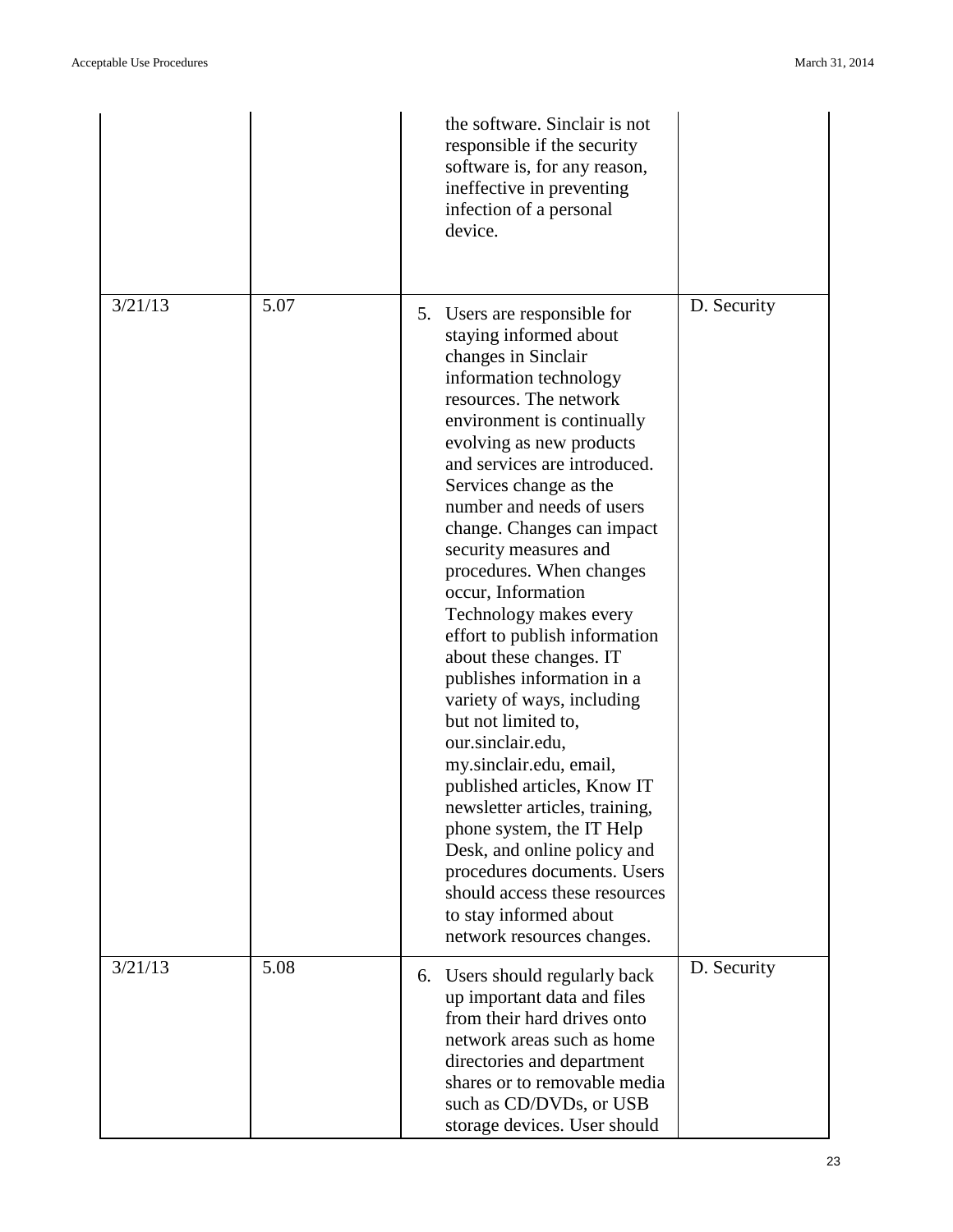| | | | |
|---|---|---|---|
| | | the software. Sinclair is not responsible if the security software is, for any reason, ineffective in preventing infection of a personal device. | |
| 3/21/13 | 5.07 | 5. Users are responsible for staying informed about changes in Sinclair information technology resources. The network environment is continually evolving as new products and services are introduced. Services change as the number and needs of users change. Changes can impact security measures and procedures. When changes occur, Information Technology makes every effort to publish information about these changes. IT publishes information in a variety of ways, including but not limited to, our.sinclair.edu, my.sinclair.edu, email, published articles, Know IT newsletter articles, training, phone system, the IT Help Desk, and online policy and procedures documents. Users should access these resources to stay informed about network resources changes. | D. Security |
| 3/21/13 | 5.08 | 6. Users should regularly back up important data and files from their hard drives onto network areas such as home directories and department shares or to removable media such as CD/DVDs, or USB storage devices. User should | D. Security |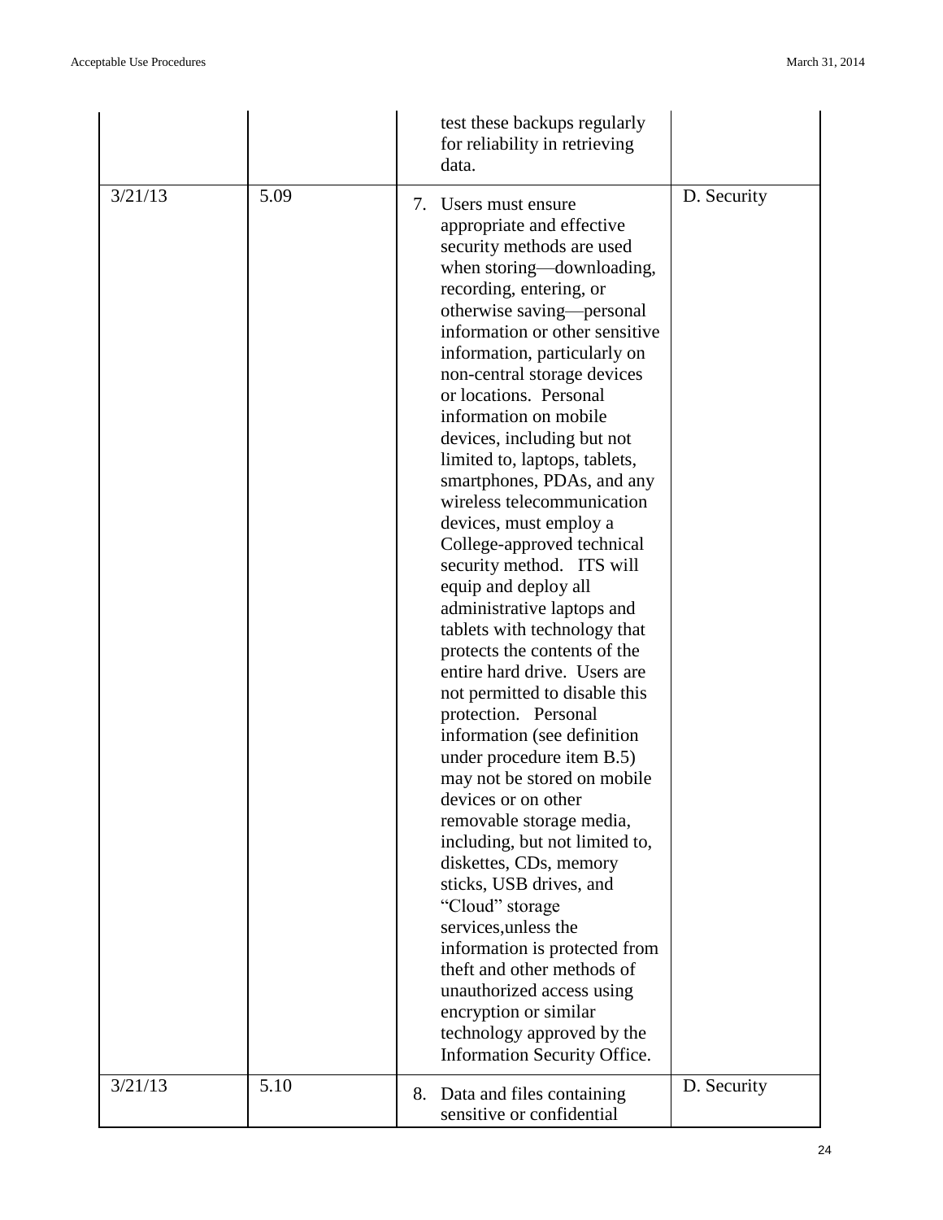| | | | |
|---|---|---|---|
| | | test these backups regularly for reliability in retrieving data. | |
| 3/21/13 | 5.09 | 7. Users must ensure appropriate and effective security methods are used when storing—downloading, recording, entering, or otherwise saving—personal information or other sensitive information, particularly on non-central storage devices or locations. Personal information on mobile devices, including but not limited to, laptops, tablets, smartphones, PDAs, and any wireless telecommunication devices, must employ a College-approved technical security method. ITS will equip and deploy all administrative laptops and tablets with technology that protects the contents of the entire hard drive. Users are not permitted to disable this protection. Personal information (see definition under procedure item B.5) may not be stored on mobile devices or on other removable storage media, including, but not limited to, diskettes, CDs, memory sticks, USB drives, and "Cloud" storage services,unless the information is protected from theft and other methods of unauthorized access using encryption or similar technology approved by the Information Security Office. | D. Security |
| 3/21/13 | 5.10 | 8. Data and files containing sensitive or confidential | D. Security |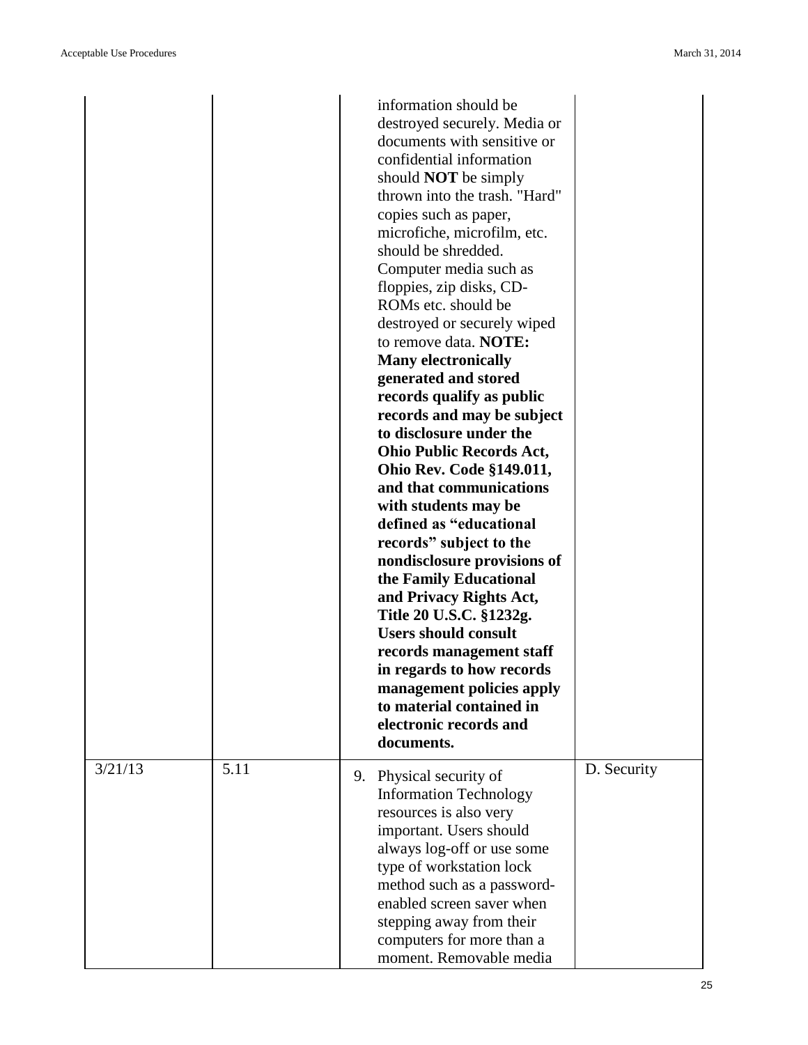| | | | |
|---|---|---|---|
| | | information should be destroyed securely. Media or documents with sensitive or confidential information should **NOT** be simply thrown into the trash. "Hard" copies such as paper, microfiche, microfilm, etc. should be shredded. Computer media such as floppies, zip disks, CD-ROMs etc. should be destroyed or securely wiped to remove data. **NOTE: Many electronically generated and stored records qualify as public records and may be subject to disclosure under the Ohio Public Records Act, Ohio Rev. Code §149.011, and that communications with students may be defined as "educational records" subject to the nondisclosure provisions of the Family Educational and Privacy Rights Act, Title 20 U.S.C. §1232g. Users should consult records management staff in regards to how records management policies apply to material contained in electronic records and documents.** | |
| 3/21/13 | 5.11 | 9. Physical security of Information Technology resources is also very important. Users should always log-off or use some type of workstation lock method such as a password-enabled screen saver when stepping away from their computers for more than a moment. Removable media | D. Security |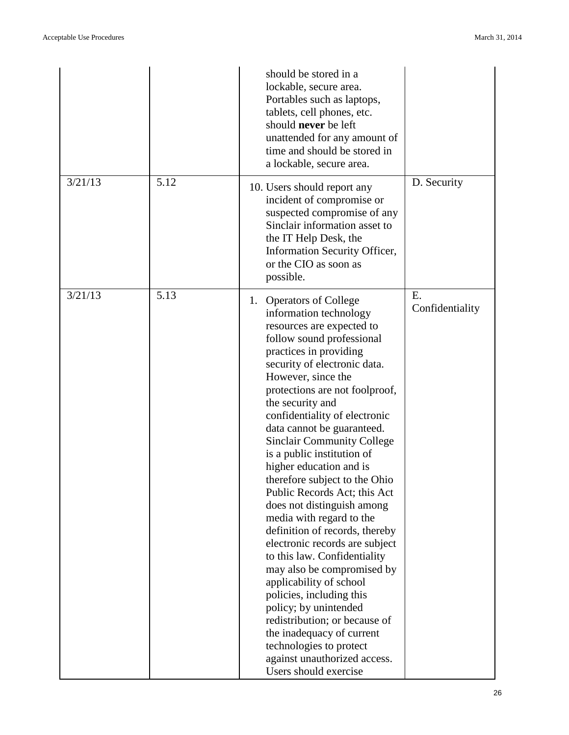| | | | |
|---|---|---|---|
| | | should be stored in a lockable, secure area. Portables such as laptops, tablets, cell phones, etc. should **never** be left unattended for any amount of time and should be stored in a lockable, secure area. | |
| 3/21/13 | 5.12 | 10. Users should report any incident of compromise or suspected compromise of any Sinclair information asset to the IT Help Desk, the Information Security Officer, or the CIO as soon as possible. | D. Security |
| 3/21/13 | 5.13 | 1. Operators of College information technology resources are expected to follow sound professional practices in providing security of electronic data. However, since the protections are not foolproof, the security and confidentiality of electronic data cannot be guaranteed. Sinclair Community College is a public institution of higher education and is therefore subject to the Ohio Public Records Act; this Act does not distinguish among media with regard to the definition of records, thereby electronic records are subject to this law. Confidentiality may also be compromised by applicability of school policies, including this policy; by unintended redistribution; or because of the inadequacy of current technologies to protect against unauthorized access. Users should exercise | E. Confidentiality |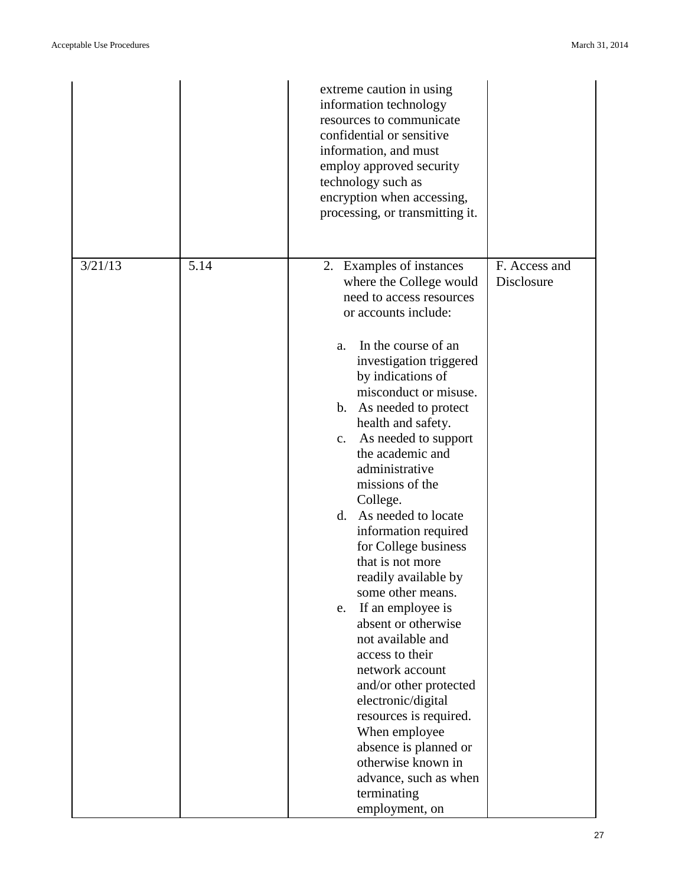| | | | |
|---|---|---|---|
| | | extreme caution in using information technology resources to communicate confidential or sensitive information, and must employ approved security technology such as encryption when accessing, processing, or transmitting it. | |
| 3/21/13 | 5.14 | 2. Examples of instances where the College would need to access resources or accounts include:<br><br>a. In the course of an investigation triggered by indications of misconduct or misuse.<br>b. As needed to protect health and safety.<br>c. As needed to support the academic and administrative missions of the College.<br>d. As needed to locate information required for College business that is not more readily available by some other means.<br>e. If an employee is absent or otherwise not available and access to their network account and/or other protected electronic/digital resources is required. When employee absence is planned or otherwise known in advance, such as when terminating employment, on | F. Access and Disclosure |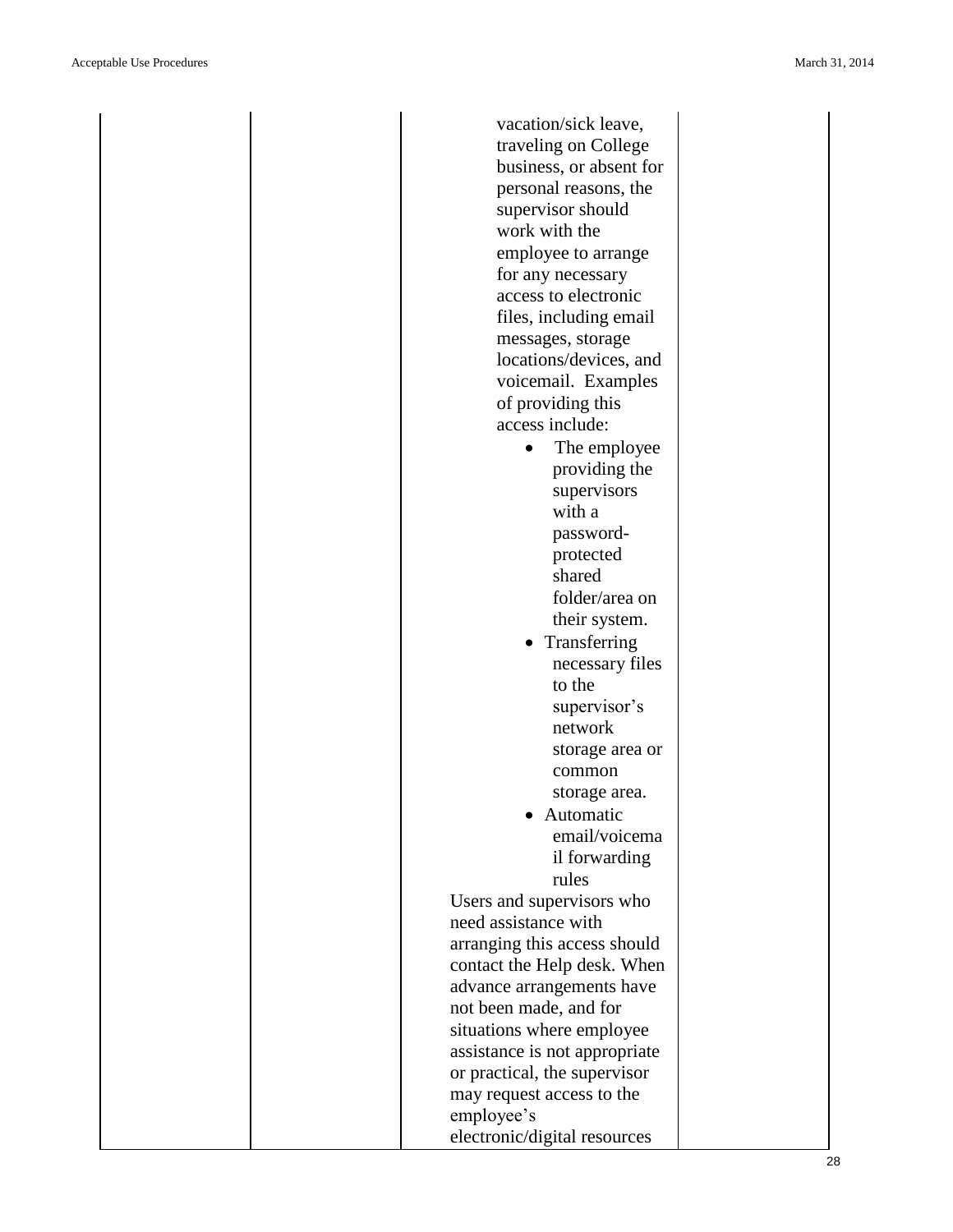| | | | |
|---|---|---|---|
| | | vacation/sick leave, traveling on College business, or absent for personal reasons, the supervisor should work with the employee to arrange for any necessary access to electronic files, including email messages, storage locations/devices, and voicemail. Examples of providing this access include:<br>• The employee providing the supervisors with a password-protected shared folder/area on their system.<br>• Transferring necessary files to the supervisor's network storage area or common storage area.<br>• Automatic email/voicemail forwarding rules<br>Users and supervisors who need assistance with arranging this access should contact the Help desk. When advance arrangements have not been made, and for situations where employee assistance is not appropriate or practical, the supervisor may request access to the employee's electronic/digital resources | |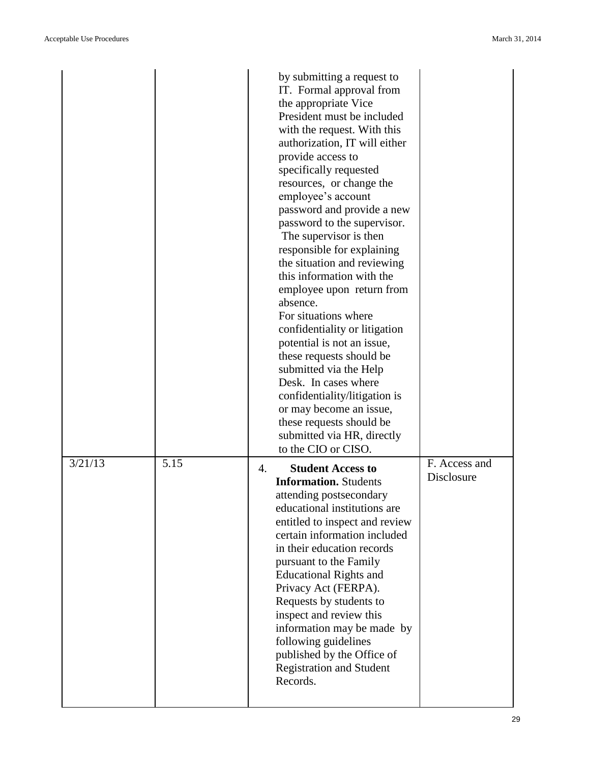| | | | |
|---|---|---|---|
| | | by submitting a request to IT. Formal approval from the appropriate Vice President must be included with the request. With this authorization, IT will either provide access to specifically requested resources, or change the employee's account password and provide a new password to the supervisor. The supervisor is then responsible for explaining the situation and reviewing this information with the employee upon return from absence.<br>For situations where confidentiality or litigation potential is not an issue, these requests should be submitted via the Help Desk. In cases where confidentiality/litigation is or may become an issue, these requests should be submitted via HR, directly to the CIO or CISO. | |
| 3/21/13 | 5.15 | 4. **Student Access to Information.** Students attending postsecondary educational institutions are entitled to inspect and review certain information included in their education records pursuant to the Family Educational Rights and Privacy Act (FERPA). Requests by students to inspect and review this information may be made by following guidelines published by the Office of Registration and Student Records. | F. Access and Disclosure |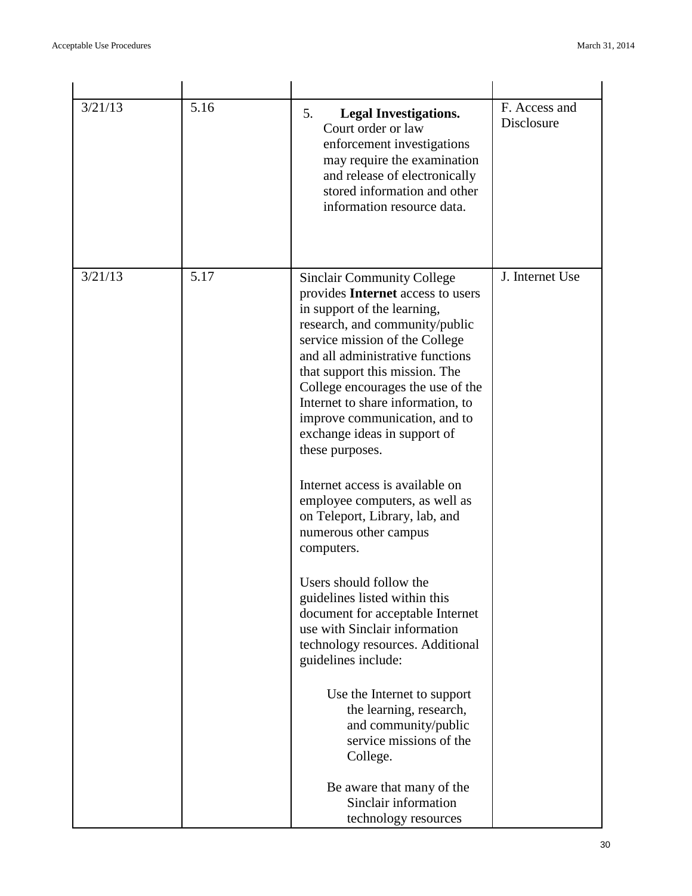| | | | |
|---|---|---|---|
| 3/21/13 | 5.16 | 5. **Legal Investigations.** Court order or law enforcement investigations may require the examination and release of electronically stored information and other information resource data. | F. Access and Disclosure |
| 3/21/13 | 5.17 | Sinclair Community College provides **Internet** access to users in support of the learning, research, and community/public service mission of the College and all administrative functions that support this mission. The College encourages the use of the Internet to share information, to improve communication, and to exchange ideas in support of these purposes.<br><br>Internet access is available on employee computers, as well as on Teleport, Library, lab, and numerous other campus computers.<br><br>Users should follow the guidelines listed within this document for acceptable Internet use with Sinclair information technology resources. Additional guidelines include:<br><br>Use the Internet to support the learning, research, and community/public service missions of the College.<br><br>Be aware that many of the Sinclair information technology resources | J. Internet Use |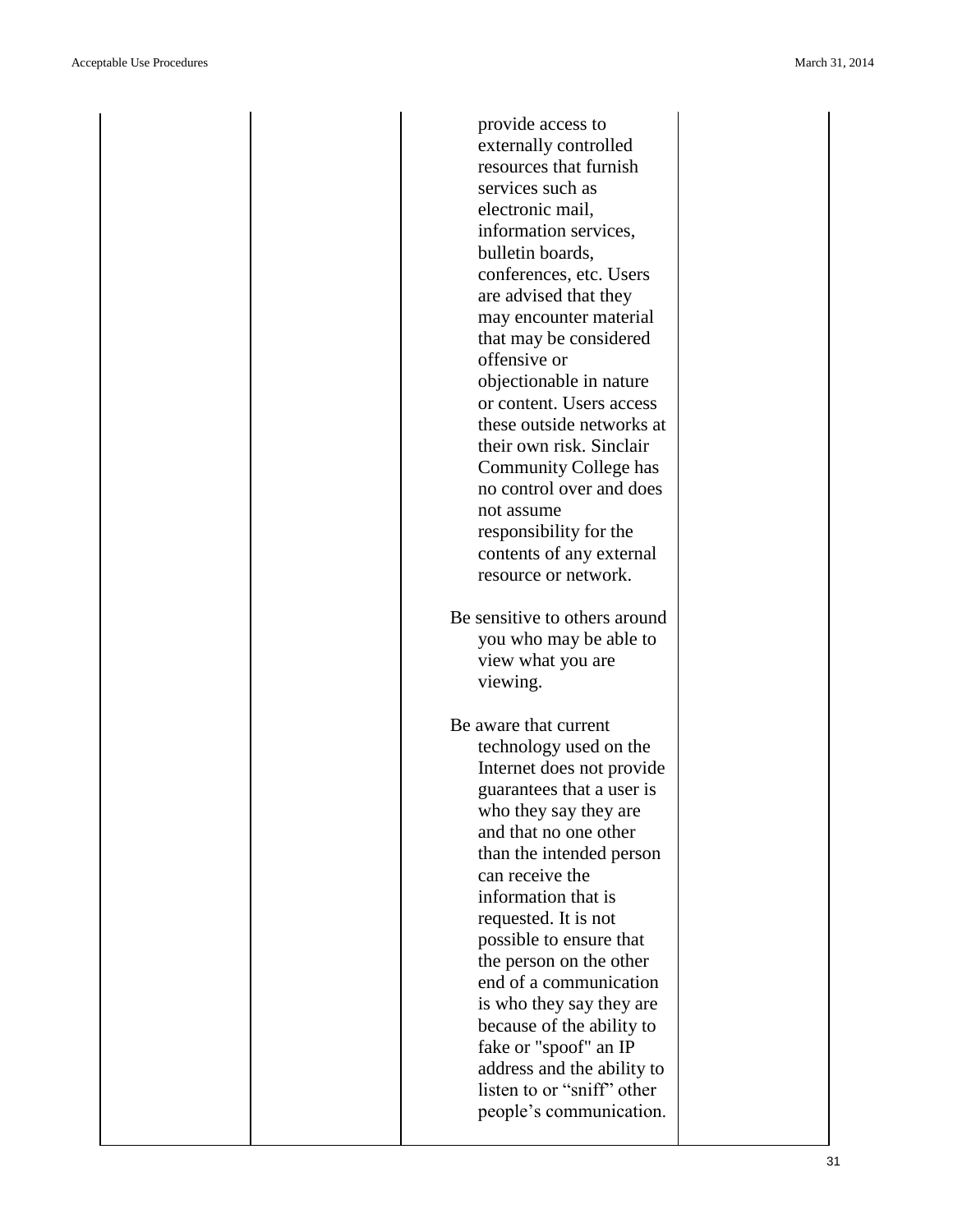| | | | |
|---|---|---|---|
| | | provide access to externally controlled resources that furnish services such as electronic mail, information services, bulletin boards, conferences, etc. Users are advised that they may encounter material that may be considered offensive or objectionable in nature or content. Users access these outside networks at their own risk. Sinclair Community College has no control over and does not assume responsibility for the contents of any external resource or network.<br><br>Be sensitive to others around you who may be able to view what you are viewing.<br><br>Be aware that current technology used on the Internet does not provide guarantees that a user is who they say they are and that no one other than the intended person can receive the information that is requested. It is not possible to ensure that the person on the other end of a communication is who they say they are because of the ability to fake or "spoof" an IP address and the ability to listen to or “sniff” other people’s communication. | |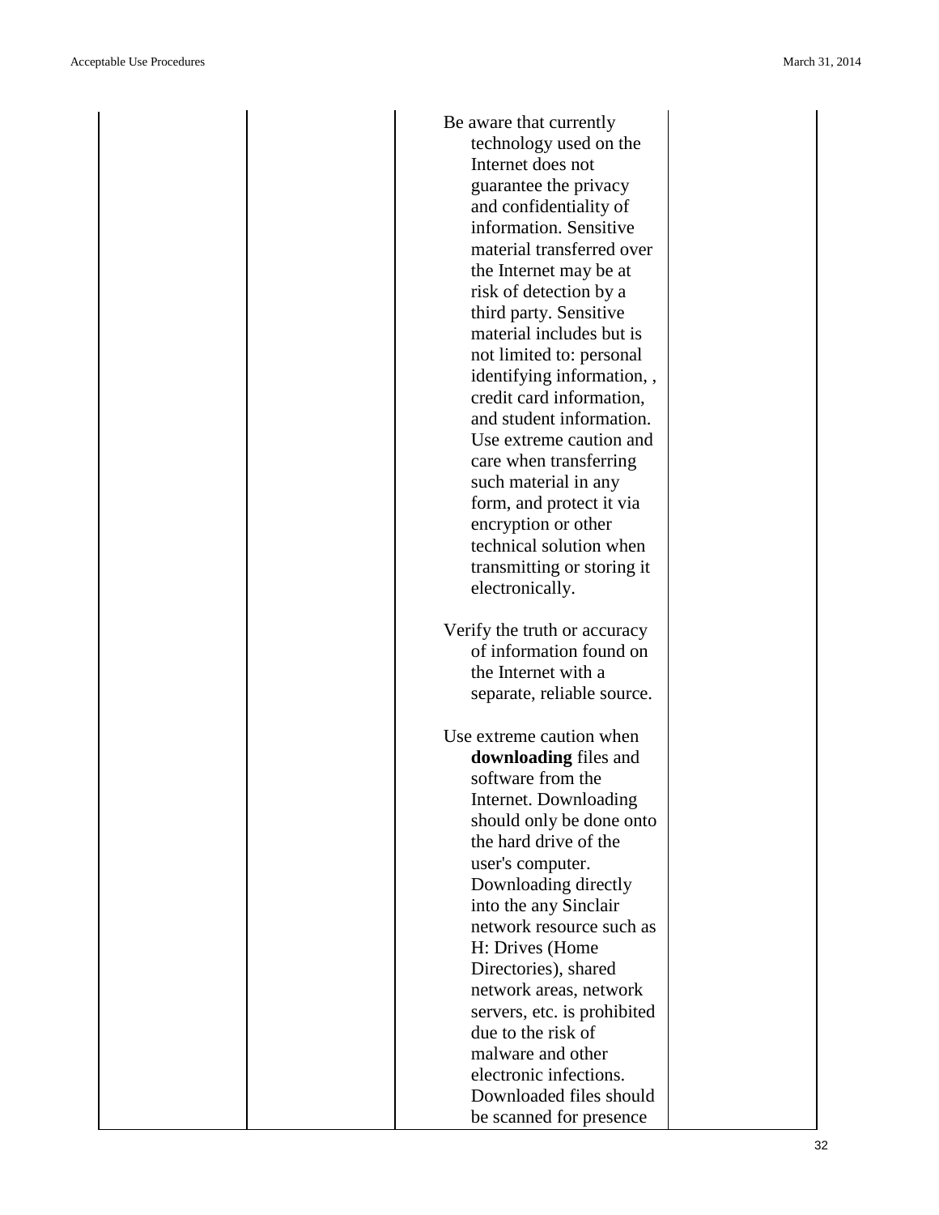| | | | |
|---|---|---|---|
| | | Be aware that currently technology used on the Internet does not guarantee the privacy and confidentiality of information. Sensitive material transferred over the Internet may be at risk of detection by a third party. Sensitive material includes but is not limited to: personal identifying information, , credit card information, and student information. Use extreme caution and care when transferring such material in any form, and protect it via encryption or other technical solution when transmitting or storing it electronically.<br><br>Verify the truth or accuracy of information found on the Internet with a separate, reliable source.<br><br>Use extreme caution when **downloading** files and software from the Internet. Downloading should only be done onto the hard drive of the user's computer. Downloading directly into the any Sinclair network resource such as H: Drives (Home Directories), shared network areas, network servers, etc. is prohibited due to the risk of malware and other electronic infections. Downloaded files should be scanned for presence | |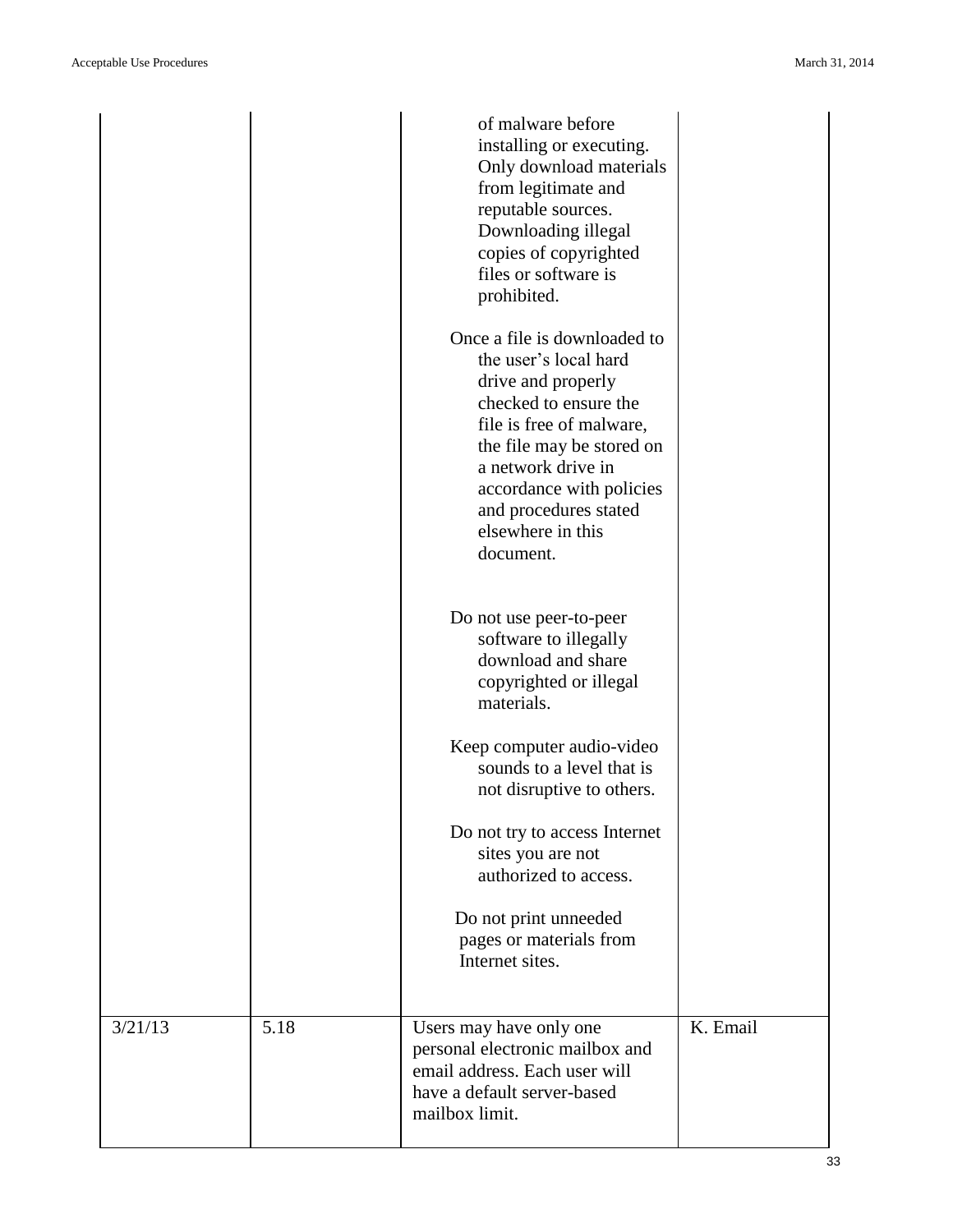| | | | |
|---|---|---|---|
| | | of malware before installing or executing. Only download materials from legitimate and reputable sources. Downloading illegal copies of copyrighted files or software is prohibited.<br><br>Once a file is downloaded to the user's local hard drive and properly checked to ensure the file is free of malware, the file may be stored on a network drive in accordance with policies and procedures stated elsewhere in this document.<br><br>Do not use peer-to-peer software to illegally download and share copyrighted or illegal materials.<br><br>Keep computer audio-video sounds to a level that is not disruptive to others.<br><br>Do not try to access Internet sites you are not authorized to access.<br><br>Do not print unneeded pages or materials from Internet sites. | |
| 3/21/13 | 5.18 | Users may have only one personal electronic mailbox and email address. Each user will have a default server-based mailbox limit. | K. Email |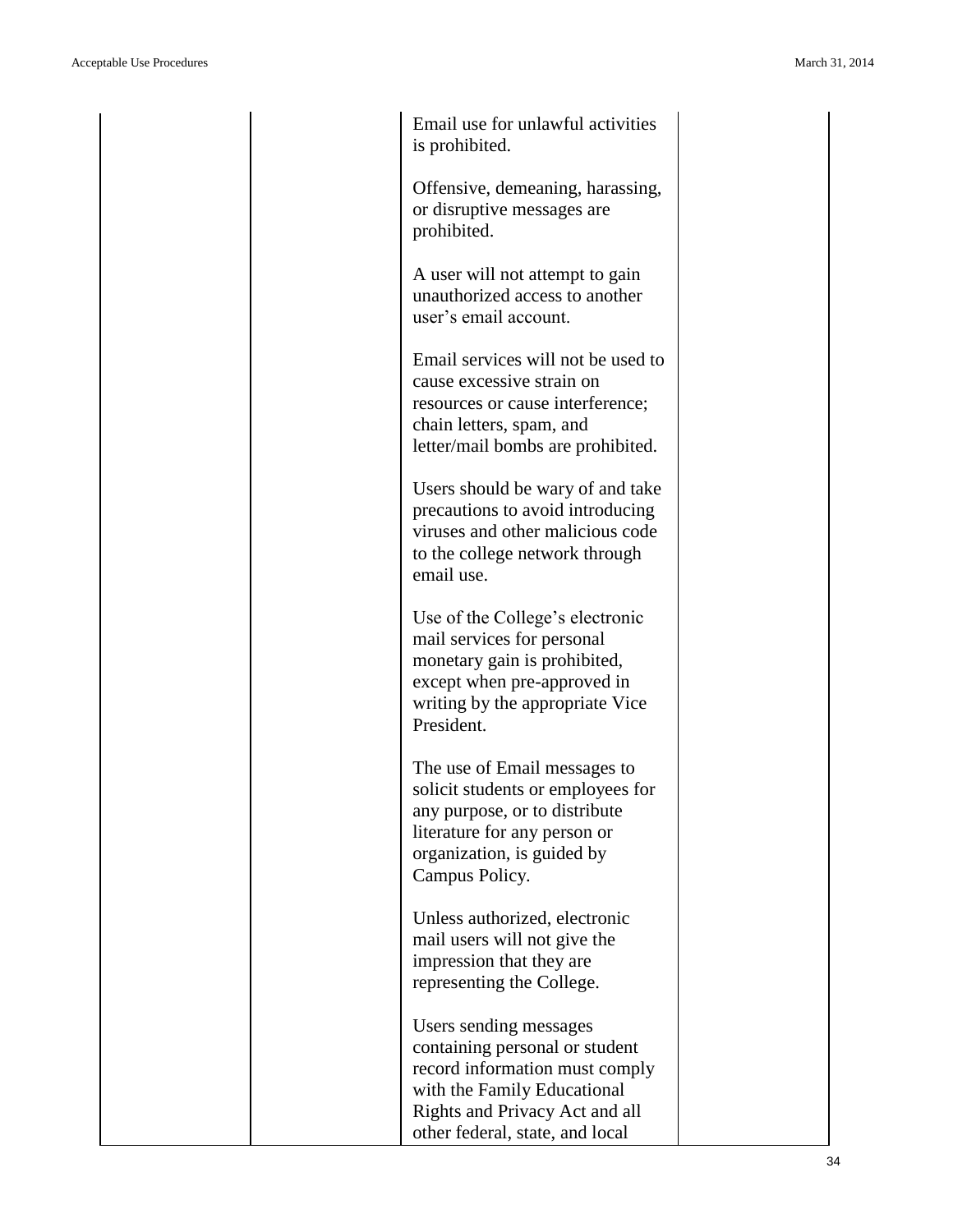| | | | |
|---|---|---|---|
| | | Email use for unlawful activities is prohibited.<br><br>Offensive, demeaning, harassing, or disruptive messages are prohibited.<br><br>A user will not attempt to gain unauthorized access to another user's email account.<br><br>Email services will not be used to cause excessive strain on resources or cause interference; chain letters, spam, and letter/mail bombs are prohibited.<br><br>Users should be wary of and take precautions to avoid introducing viruses and other malicious code to the college network through email use.<br><br>Use of the College's electronic mail services for personal monetary gain is prohibited, except when pre-approved in writing by the appropriate Vice President.<br><br>The use of Email messages to solicit students or employees for any purpose, or to distribute literature for any person or organization, is guided by Campus Policy.<br><br>Unless authorized, electronic mail users will not give the impression that they are representing the College.<br><br>Users sending messages containing personal or student record information must comply with the Family Educational Rights and Privacy Act and all other federal, state, and local | |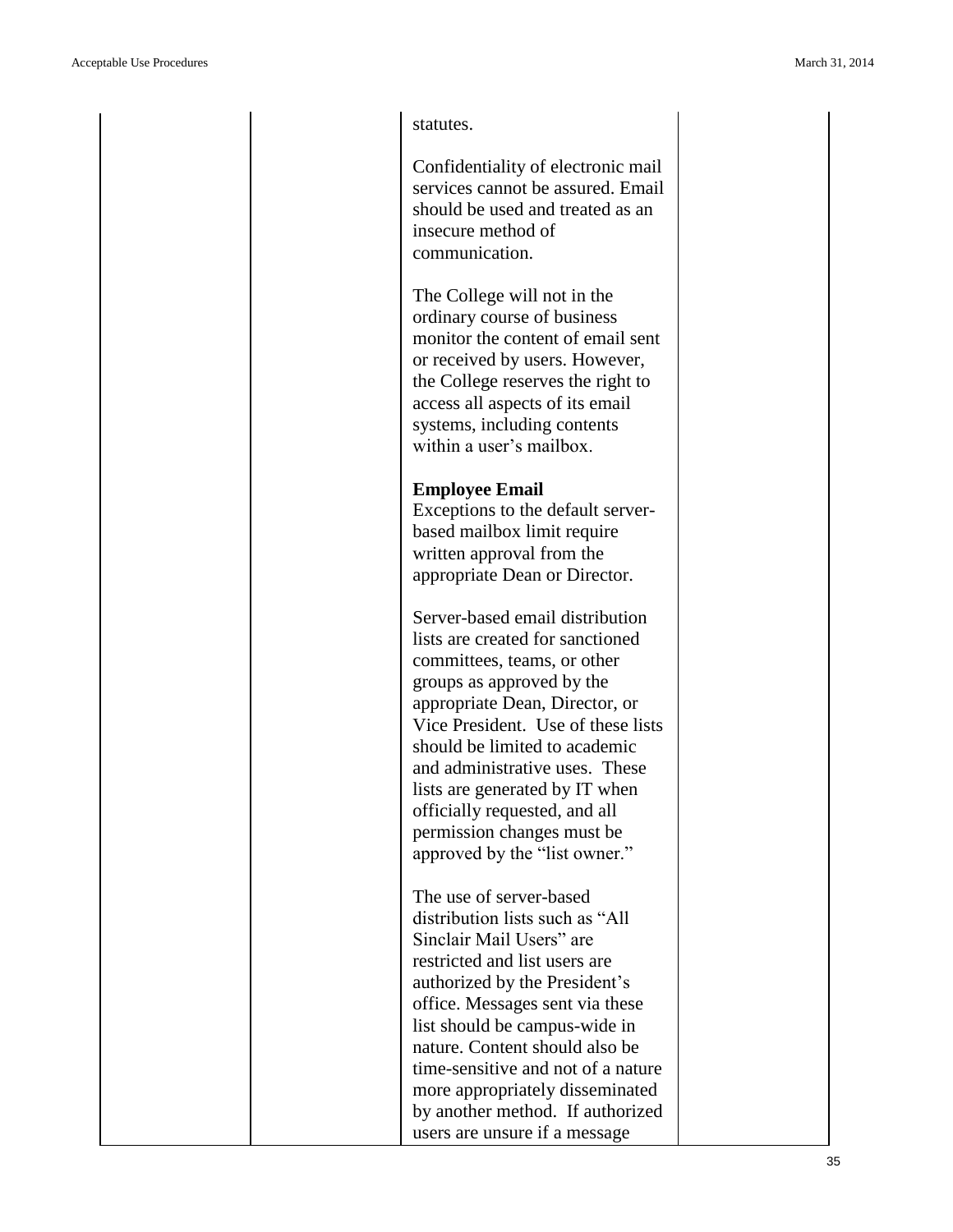| | | statutes.<br><br>Confidentiality of electronic mail services cannot be assured. Email should be used and treated as an insecure method of communication.<br><br>The College will not in the ordinary course of business monitor the content of email sent or received by users. However, the College reserves the right to access all aspects of its email systems, including contents within a user's mailbox.<br><br>**Employee Email**<br>Exceptions to the default server-based mailbox limit require written approval from the appropriate Dean or Director.<br><br>Server-based email distribution lists are created for sanctioned committees, teams, or other groups as approved by the appropriate Dean, Director, or Vice President. Use of these lists should be limited to academic and administrative uses. These lists are generated by IT when officially requested, and all permission changes must be approved by the "list owner."<br><br>The use of server-based distribution lists such as "All Sinclair Mail Users" are restricted and list users are authorized by the President's office. Messages sent via these list should be campus-wide in nature. Content should also be time-sensitive and not of a nature more appropriately disseminated by another method. If authorized users are unsure if a message | |
|---|---|---|---|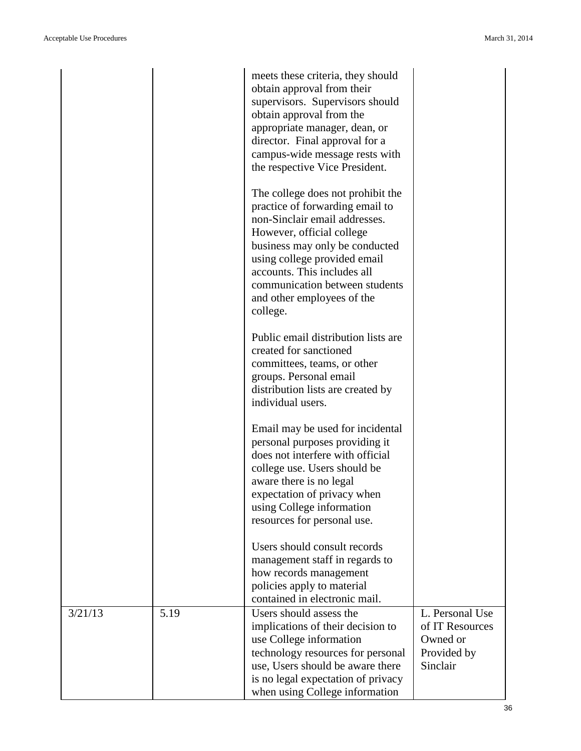| | | | |
|---|---|---|---|
| | | meets these criteria, they should obtain approval from their supervisors. Supervisors should obtain approval from the appropriate manager, dean, or director. Final approval for a campus-wide message rests with the respective Vice President.<br><br>The college does not prohibit the practice of forwarding email to non-Sinclair email addresses. However, official college business may only be conducted using college provided email accounts. This includes all communication between students and other employees of the college.<br><br>Public email distribution lists are created for sanctioned committees, teams, or other groups. Personal email distribution lists are created by individual users.<br><br>Email may be used for incidental personal purposes providing it does not interfere with official college use. Users should be aware there is no legal expectation of privacy when using College information resources for personal use.<br><br>Users should consult records management staff in regards to how records management policies apply to material contained in electronic mail. | |
| 3/21/13 | 5.19 | Users should assess the implications of their decision to use College information technology resources for personal use, Users should be aware there is no legal expectation of privacy when using College information | L. Personal Use of IT Resources Owned or Provided by Sinclair |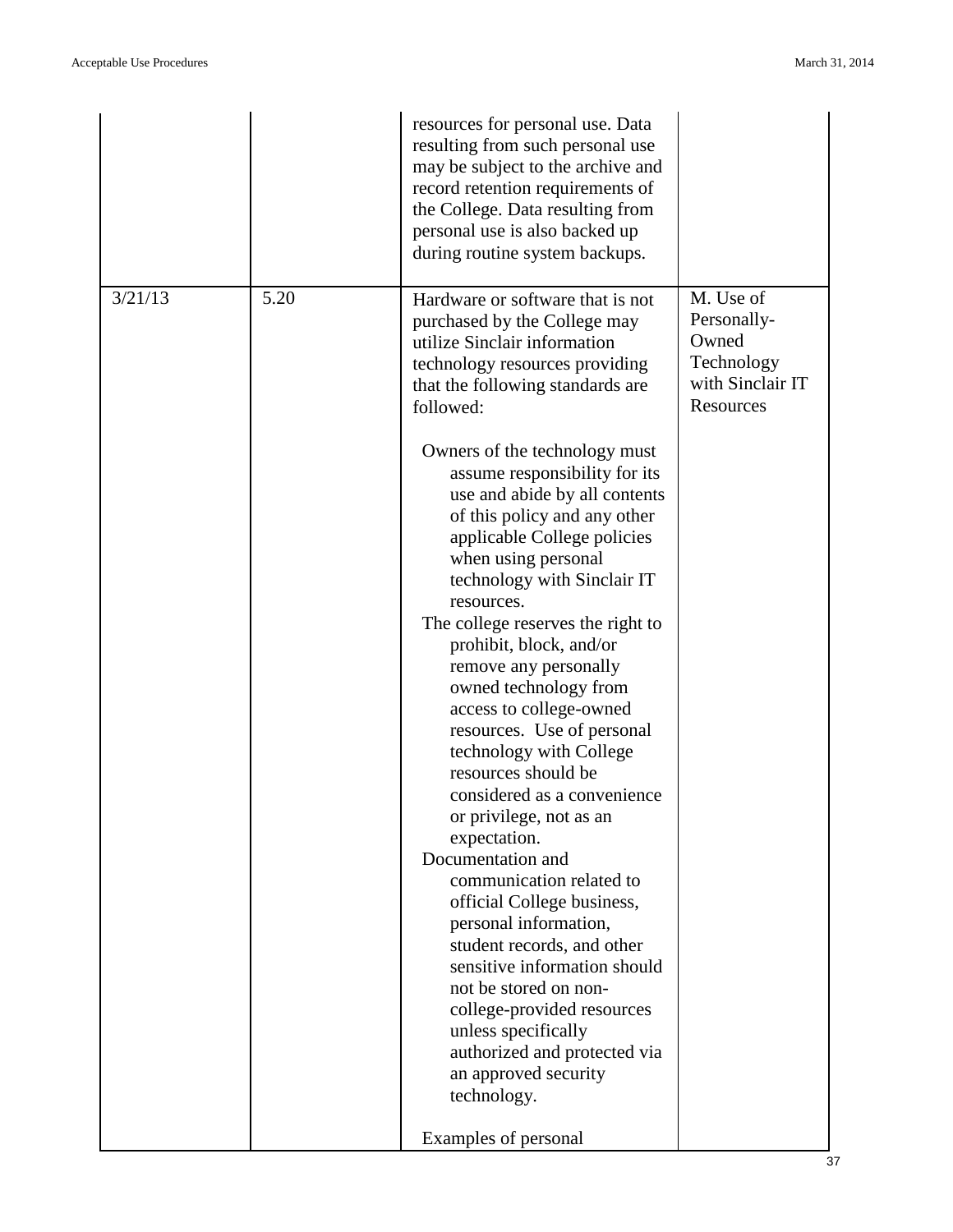| | | | |
|---|---|---|---|
| | | resources for personal use. Data resulting from such personal use may be subject to the archive and record retention requirements of the College. Data resulting from personal use is also backed up during routine system backups. | |
| 3/21/13 | 5.20 | Hardware or software that is not purchased by the College may utilize Sinclair information technology resources providing that the following standards are followed:<br><br>Owners of the technology must assume responsibility for its use and abide by all contents of this policy and any other applicable College policies when using personal technology with Sinclair IT resources.<br>The college reserves the right to prohibit, block, and/or remove any personally owned technology from access to college-owned resources. Use of personal technology with College resources should be considered as a convenience or privilege, not as an expectation.<br>Documentation and communication related to official College business, personal information, student records, and other sensitive information should not be stored on non-college-provided resources unless specifically authorized and protected via an approved security technology.<br><br>Examples of personal | M. Use of Personally-Owned Technology with Sinclair IT Resources |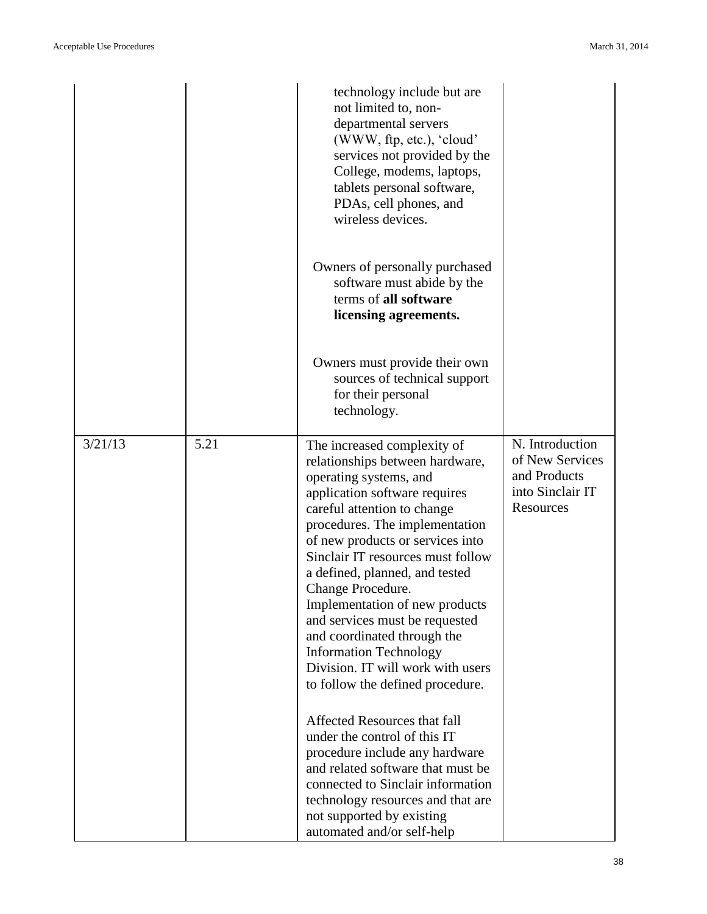| | | | |
|---|---|---|---|
| | | technology include but are not limited to, non-departmental servers (WWW, ftp, etc.), 'cloud' services not provided by the College, modems, laptops, tablets personal software, PDAs, cell phones, and wireless devices.<br><br>Owners of personally purchased software must abide by the terms of **all software licensing agreements.**<br><br>Owners must provide their own sources of technical support for their personal technology. | |
| 3/21/13 | 5.21 | The increased complexity of relationships between hardware, operating systems, and application software requires careful attention to change procedures. The implementation of new products or services into Sinclair IT resources must follow a defined, planned, and tested Change Procedure. Implementation of new products and services must be requested and coordinated through the Information Technology Division. IT will work with users to follow the defined procedure.<br><br>Affected Resources that fall under the control of this IT procedure include any hardware and related software that must be connected to Sinclair information technology resources and that are not supported by existing automated and/or self-help | N. Introduction of New Services and Products into Sinclair IT Resources |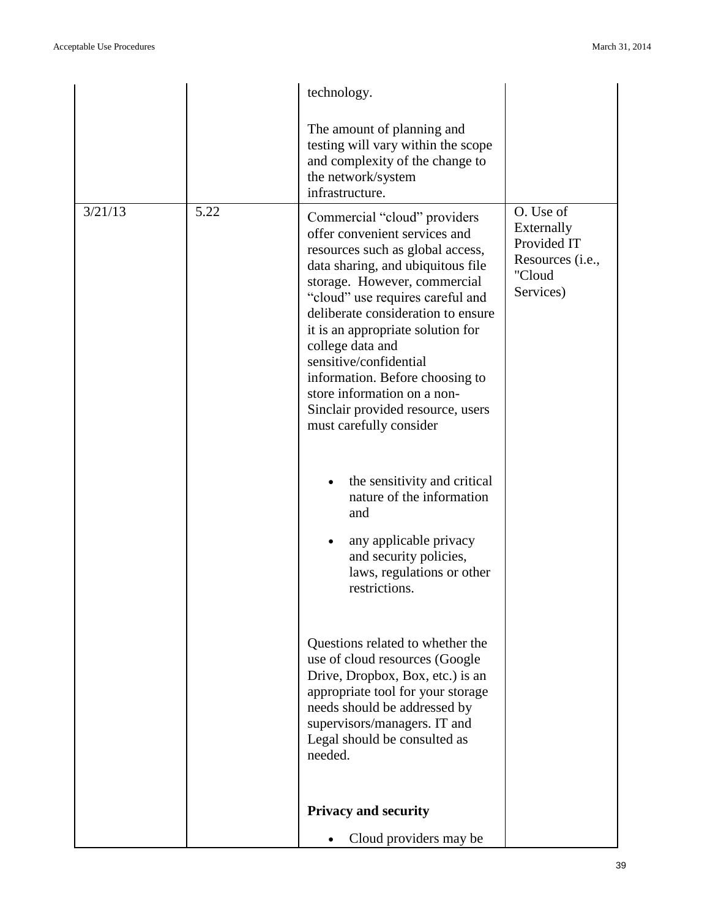| | | | |
|---|---|---|---|
| | | technology.<br><br>The amount of planning and testing will vary within the scope and complexity of the change to the network/system infrastructure. | |
| 3/21/13 | 5.22 | Commercial “cloud” providers offer convenient services and resources such as global access, data sharing, and ubiquitous file storage. However, commercial “cloud” use requires careful and deliberate consideration to ensure it is an appropriate solution for college data and sensitive/confidential information. Before choosing to store information on a non-Sinclair provided resource, users must carefully consider<br><br>• the sensitivity and critical nature of the information and<br>• any applicable privacy and security policies, laws, regulations or other restrictions.<br><br>Questions related to whether the use of cloud resources (Google Drive, Dropbox, Box, etc.) is an appropriate tool for your storage needs should be addressed by supervisors/managers. IT and Legal should be consulted as needed.<br><br>**Privacy and security**<br><br>• Cloud providers may be | O. Use of Externally Provided IT Resources (i.e., "Cloud Services) |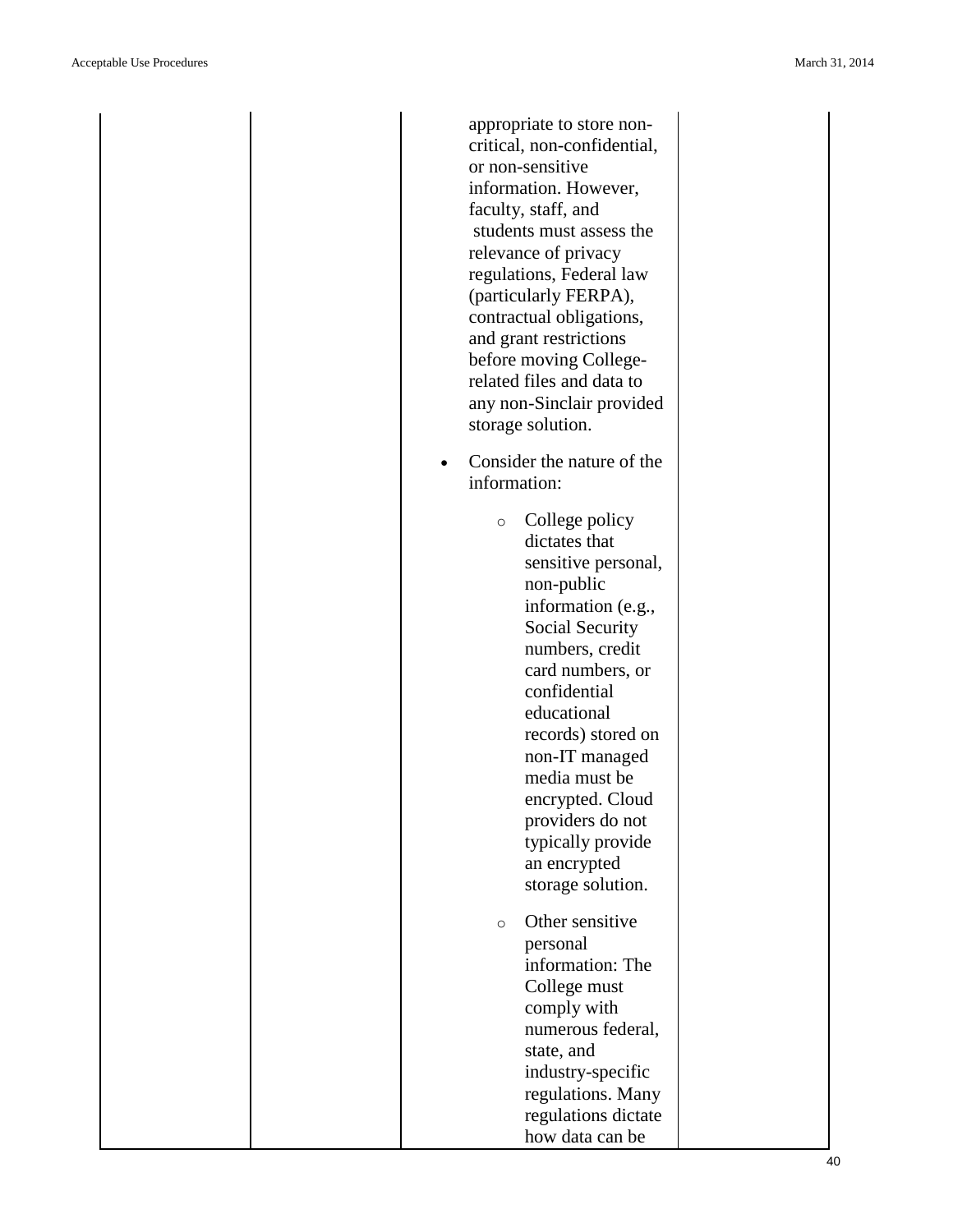| | | | |
|---|---|---|---|
| | | appropriate to store non-critical, non-confidential, or non-sensitive information. However, faculty, staff, and students must assess the relevance of privacy regulations, Federal law (particularly FERPA), contractual obligations, and grant restrictions before moving College-related files and data to any non-Sinclair provided storage solution.<br><br>• Consider the nature of the information:<br>&nbsp;&nbsp;&nbsp;&nbsp;○ College policy dictates that sensitive personal, non-public information (e.g., Social Security numbers, credit card numbers, or confidential educational records) stored on non-IT managed media must be encrypted. Cloud providers do not typically provide an encrypted storage solution.<br>&nbsp;&nbsp;&nbsp;&nbsp;○ Other sensitive personal information: The College must comply with numerous federal, state, and industry-specific regulations. Many regulations dictate how data can be | |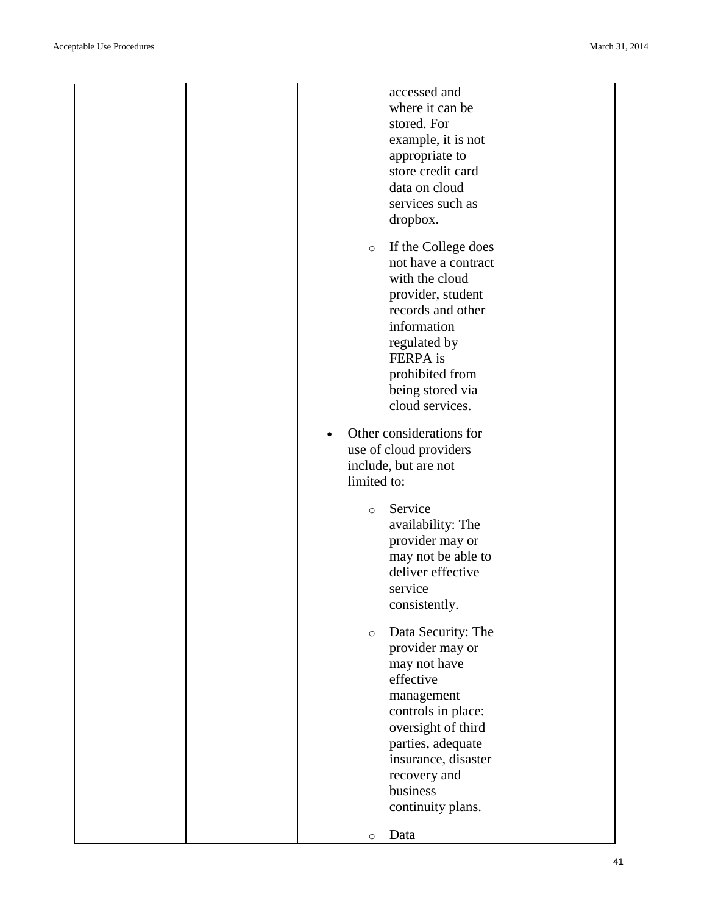| | | accessed and where it can be stored. For example, it is not appropriate to store credit card data on cloud services such as dropbox.<br><br>◦ If the College does not have a contract with the cloud provider, student records and other information regulated by FERPA is prohibited from being stored via cloud services.<br><br>• Other considerations for use of cloud providers include, but are not limited to:<br><br>◦ Service availability: The provider may or may not be able to deliver effective service consistently.<br><br>◦ Data Security: The provider may or may not have effective management controls in place: oversight of third parties, adequate insurance, disaster recovery and business continuity plans.<br><br>◦ Data | |
|---|---|---|---|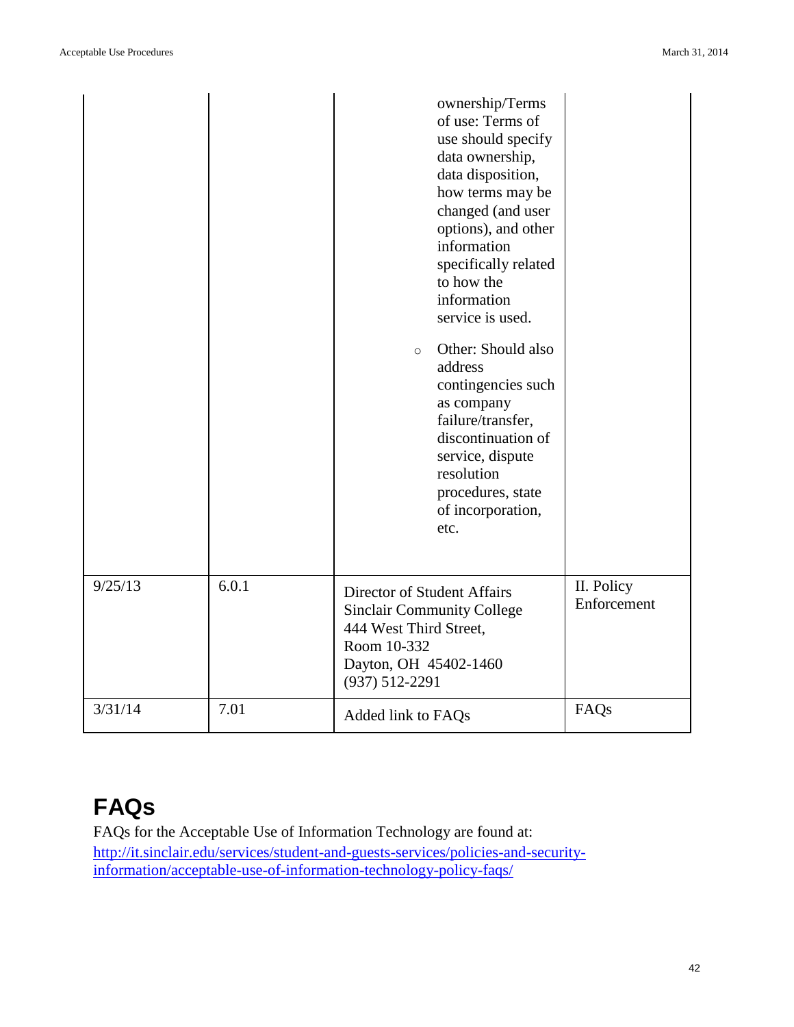| | | | |
|---|---|---|---|
| | | ownership/Terms of use: Terms of use should specify data ownership, data disposition, how terms may be changed (and user options), and other information specifically related to how the information service is used.<br><br>○ Other: Should also address contingencies such as company failure/transfer, discontinuation of service, dispute resolution procedures, state of incorporation, etc. | |
| 9/25/13 | 6.0.1 | Director of Student Affairs<br>Sinclair Community College<br>444 West Third Street,<br>Room 10-332<br>Dayton, OH 45402-1460<br>(937) 512-2291 | II. Policy Enforcement |
| 3/31/14 | 7.01 | Added link to FAQs | FAQs |

# FAQs

FAQs for the Acceptable Use of Information Technology are found at:
[http://it.sinclair.edu/services/student-and-guests-services/policies-and-security-information/acceptable-use-of-information-technology-policy-faqs/](http://it.sinclair.edu/services/student-and-guests-services/policies-and-security-information/acceptable-use-of-information-technology-policy-faqs/)